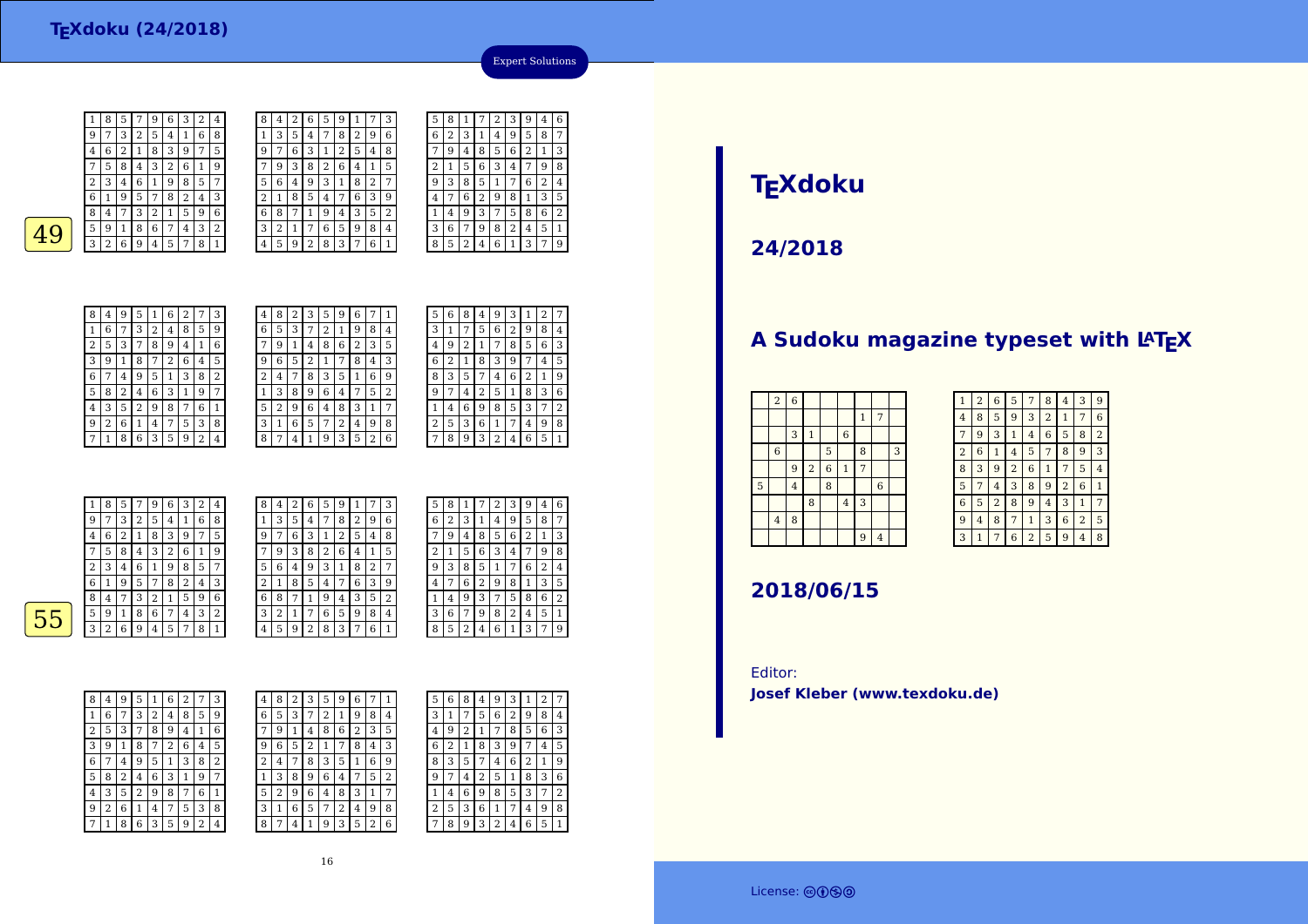# TEXdoku (24/2018)

Expert Solutions

**49**

| 1 | 8 | 5 | 7 | 9 | 6 | 3 | 2 | 4 |
|---|---|---|---|---|---|---|---|---|
| 9 | 7 | 3 | 2 | 5 | 4 | 1 | 6 | 8 |
| 4 | 6 | 2 | 1 | 8 | 3 | 9 | 7 | 5 |
| 7 | 5 | 8 | 4 | 3 | 2 | 6 | 1 | 9 |
| 2 | 3 | 4 | 6 | 1 | 9 | 8 | 5 | 7 |
| 6 | 1 | 9 | 5 | 7 | 8 | 2 | 4 | 3 |
| 8 | 4 | 7 | 3 | 2 | 1 | 5 | 9 | 6 |
| 5 | 9 | 1 | 8 | 6 | 7 | 4 | 3 | 2 |
| 3 | 2 | 6 | 9 | 4 | 5 | 7 | 8 | 1 |

| 8 | 4 | 2 | 6 | 5 | 9 | 1 | 7 | 3 |
|---|---|---|---|---|---|---|---|---|
| 1 | 3 | 5 | 4 | 7 | 8 | 2 | 9 | 6 |
| 9 | 7 | 6 | 3 | 1 | 2 | 5 | 4 | 8 |
| 7 | 9 | 3 | 8 | 2 | 6 | 4 | 1 | 5 |
| 5 | 6 | 4 | 9 | 3 | 1 | 8 | 2 | 7 |
| 2 | 1 | 8 | 5 | 4 | 7 | 6 | 3 | 9 |
| 6 | 8 | 7 | 1 | 9 | 4 | 3 | 5 | 2 |
| 3 | 2 | 1 | 7 | 6 | 5 | 9 | 8 | 4 |
| 4 | 5 | 9 | 2 | 8 | 3 | 7 | 6 | 1 |

| 5 | 8 | 1 | 7 | 2 | 3 | 9 | 4 | 6 |
|---|---|---|---|---|---|---|---|---|
| 6 | 2 | 3 | 1 | 4 | 9 | 5 | 8 | 7 |
| 7 | 9 | 4 | 8 | 5 | 6 | 2 | 1 | 3 |
| 2 | 1 | 5 | 6 | 3 | 4 | 7 | 9 | 8 |
| 9 | 3 | 8 | 5 | 1 | 7 | 6 | 2 | 4 |
| 4 | 7 | 6 | 2 | 9 | 8 | 1 | 3 | 5 |
| 1 | 4 | 9 | 3 | 7 | 5 | 8 | 6 | 2 |
| 3 | 6 | 7 | 9 | 8 | 2 | 4 | 5 | 1 |
| 8 | 5 | 2 | 4 | 6 | 1 | 3 | 7 | 9 |

| 8 | 4 | 9 | 5 | 1 | 6 | 2 | 7 | 3 |
|---|---|---|---|---|---|---|---|---|
| 1 | 6 | 7 | 3 | 2 | 4 | 8 | 5 | 9 |
| 2 | 5 | 3 | 7 | 8 | 9 | 4 | 1 | 6 |
| 3 | 9 | 1 | 8 | 7 | 2 | 6 | 4 | 5 |
| 6 | 7 | 4 | 9 | 5 | 1 | 3 | 8 | 2 |
| 5 | 8 | 2 | 4 | 6 | 3 | 1 | 9 | 7 |
| 4 | 3 | 5 | 2 | 9 | 8 | 7 | 6 | 1 |
| 9 | 2 | 6 | 1 | 4 | 7 | 5 | 3 | 8 |
| 7 | 1 | 8 | 6 | 3 | 5 | 9 | 2 | 4 |

| 4 | 8 | 2 | 3 | 5 | 9 | 6 | 7 | 1 |
|---|---|---|---|---|---|---|---|---|
| 6 | 5 | 3 | 7 | 2 | 1 | 9 | 8 | 4 |
| 7 | 9 | 1 | 4 | 8 | 6 | 2 | 3 | 5 |
| 9 | 6 | 5 | 2 | 1 | 7 | 8 | 4 | 3 |
| 2 | 4 | 7 | 8 | 3 | 5 | 1 | 6 | 9 |
| 1 | 3 | 8 | 9 | 6 | 4 | 7 | 5 | 2 |
| 5 | 2 | 9 | 6 | 4 | 8 | 3 | 1 | 7 |
| 3 | 1 | 6 | 5 | 7 | 2 | 4 | 9 | 8 |
| 8 | 7 | 4 | 1 | 9 | 3 | 5 | 2 | 6 |

| 5 | 6 | 8 | 4 | 9 | 3 | 1 | 2 | 7 |
|---|---|---|---|---|---|---|---|---|
| 3 | 1 | 7 | 5 | 6 | 2 | 9 | 8 | 4 |
| 4 | 9 | 2 | 1 | 7 | 8 | 5 | 6 | 3 |
| 6 | 2 | 1 | 8 | 3 | 9 | 7 | 4 | 5 |
| 8 | 3 | 5 | 7 | 4 | 6 | 2 | 1 | 9 |
| 9 | 7 | 4 | 2 | 5 | 1 | 8 | 3 | 6 |
| 1 | 4 | 6 | 9 | 8 | 5 | 3 | 7 | 2 |
| 2 | 5 | 3 | 6 | 1 | 7 | 4 | 9 | 8 |
| 7 | 8 | 9 | 3 | 2 | 4 | 6 | 5 | 1 |

**55**

| 1 | 8 | 5 | 7 | 9 | 6 | 3 | 2 | 4 |
|---|---|---|---|---|---|---|---|---|
| 9 | 7 | 3 | 2 | 5 | 4 | 1 | 6 | 8 |
| 4 | 6 | 2 | 1 | 8 | 3 | 9 | 7 | 5 |
| 7 | 5 | 8 | 4 | 3 | 2 | 6 | 1 | 9 |
| 2 | 3 | 4 | 6 | 1 | 9 | 8 | 5 | 7 |
| 6 | 1 | 9 | 5 | 7 | 8 | 2 | 4 | 3 |
| 8 | 4 | 7 | 3 | 2 | 1 | 5 | 9 | 6 |
| 5 | 9 | 1 | 8 | 6 | 7 | 4 | 3 | 2 |
| 3 | 2 | 6 | 9 | 4 | 5 | 7 | 8 | 1 |

| 8 | 4 | 2 | 6 | 5 | 9 | 1 | 7 | 3 |
|---|---|---|---|---|---|---|---|---|
| 1 | 3 | 5 | 4 | 7 | 8 | 2 | 9 | 6 |
| 9 | 7 | 6 | 3 | 1 | 2 | 5 | 4 | 8 |
| 7 | 9 | 3 | 8 | 2 | 6 | 4 | 1 | 5 |
| 5 | 6 | 4 | 9 | 3 | 1 | 8 | 2 | 7 |
| 2 | 1 | 8 | 5 | 4 | 7 | 6 | 3 | 9 |
| 6 | 8 | 7 | 1 | 9 | 4 | 3 | 5 | 2 |
| 3 | 2 | 1 | 7 | 6 | 5 | 9 | 8 | 4 |
| 4 | 5 | 9 | 2 | 8 | 3 | 7 | 6 | 1 |

| 5 | 8 | 1 | 7 | 2 | 3 | 9 | 4 | 6 |
|---|---|---|---|---|---|---|---|---|
| 6 | 2 | 3 | 1 | 4 | 9 | 5 | 8 | 7 |
| 7 | 9 | 4 | 8 | 5 | 6 | 2 | 1 | 3 |
| 2 | 1 | 5 | 6 | 3 | 4 | 7 | 9 | 8 |
| 9 | 3 | 8 | 5 | 1 | 7 | 6 | 2 | 4 |
| 4 | 7 | 6 | 2 | 9 | 8 | 1 | 3 | 5 |
| 1 | 4 | 9 | 3 | 7 | 5 | 8 | 6 | 2 |
| 3 | 6 | 7 | 9 | 8 | 2 | 4 | 5 | 1 |
| 8 | 5 | 2 | 4 | 6 | 1 | 3 | 7 | 9 |

| 8 | 4 | 9 | 5 | 1 | 6 | 2 | 7 | 3 |
|---|---|---|---|---|---|---|---|---|
| 1 | 6 | 7 | 3 | 2 | 4 | 8 | 5 | 9 |
| 2 | 5 | 3 | 7 | 8 | 9 | 4 | 1 | 6 |
| 3 | 9 | 1 | 8 | 7 | 2 | 6 | 4 | 5 |
| 6 | 7 | 4 | 9 | 5 | 1 | 3 | 8 | 2 |
| 5 | 8 | 2 | 4 | 6 | 3 | 1 | 9 | 7 |
| 4 | 3 | 5 | 2 | 9 | 8 | 7 | 6 | 1 |
| 9 | 2 | 6 | 1 | 4 | 7 | 5 | 3 | 8 |
| 7 | 1 | 8 | 6 | 3 | 5 | 9 | 2 | 4 |

| 4 | 8 | 2 | 3 | 5 | 9 | 6 | 7 | 1 |
|---|---|---|---|---|---|---|---|---|
| 6 | 5 | 3 | 7 | 2 | 1 | 9 | 8 | 4 |
| 7 | 9 | 1 | 4 | 8 | 6 | 2 | 3 | 5 |
| 9 | 6 | 5 | 2 | 1 | 7 | 8 | 4 | 3 |
| 2 | 4 | 7 | 8 | 3 | 5 | 1 | 6 | 9 |
| 1 | 3 | 8 | 9 | 6 | 4 | 7 | 5 | 2 |
| 5 | 2 | 9 | 6 | 4 | 8 | 3 | 1 | 7 |
| 3 | 1 | 6 | 5 | 7 | 2 | 4 | 9 | 8 |
| 8 | 7 | 4 | 1 | 9 | 3 | 5 | 2 | 6 |

| 5 | 6 | 8 | 4 | 9 | 3 | 1 | 2 | 7 |
|---|---|---|---|---|---|---|---|---|
| 3 | 1 | 7 | 5 | 6 | 2 | 9 | 8 | 4 |
| 4 | 9 | 2 | 1 | 7 | 8 | 5 | 6 | 3 |
| 6 | 2 | 1 | 8 | 3 | 9 | 7 | 4 | 5 |
| 8 | 3 | 5 | 7 | 4 | 6 | 2 | 1 | 9 |
| 9 | 7 | 4 | 2 | 5 | 1 | 8 | 3 | 6 |
| 1 | 4 | 6 | 9 | 8 | 5 | 3 | 7 | 2 |
| 2 | 5 | 3 | 6 | 1 | 7 | 4 | 9 | 8 |
| 7 | 8 | 9 | 3 | 2 | 4 | 6 | 5 | 1 |

# TEXdoku

## 24/2018

## A Sudoku magazine typeset with LATEX

|   | 2 | 6 |   |   |   |   |   |   |
|---|---|---|---|---|---|---|---|---|
|   |   |   |   |   |   | 1 | 7 |   |
|   |   | 3 | 1 |   | 6 |   |   |   |
|   | 6 |   |   | 5 |   | 8 |   | 3 |
|   |   | 9 | 2 | 6 | 1 | 7 |   |   |
| 5 |   | 4 |   | 8 |   |   | 6 |   |
|   |   |   | 8 |   | 4 | 3 |   |   |
|   | 4 | 8 |   |   |   |   |   |   |
|   |   |   |   |   |   | 9 | 4 |   |

| 1 | 2 | 6 | 5 | 7 | 8 | 4 | 3 | 9 |
|---|---|---|---|---|---|---|---|---|
| 4 | 8 | 5 | 9 | 3 | 2 | 1 | 7 | 6 |
| 7 | 9 | 3 | 1 | 4 | 6 | 5 | 8 | 2 |
| 2 | 6 | 1 | 4 | 5 | 7 | 8 | 9 | 3 |
| 8 | 3 | 9 | 2 | 6 | 1 | 7 | 5 | 4 |
| 5 | 7 | 4 | 3 | 8 | 9 | 2 | 6 | 1 |
| 6 | 5 | 2 | 8 | 9 | 4 | 3 | 1 | 7 |
| 9 | 4 | 8 | 7 | 1 | 3 | 6 | 2 | 5 |
| 3 | 1 | 7 | 6 | 2 | 5 | 9 | 4 | 8 |

## 2018/06/15

Editor:
**Josef Kleber (www.texdoku.de)**

License: cc by nc sa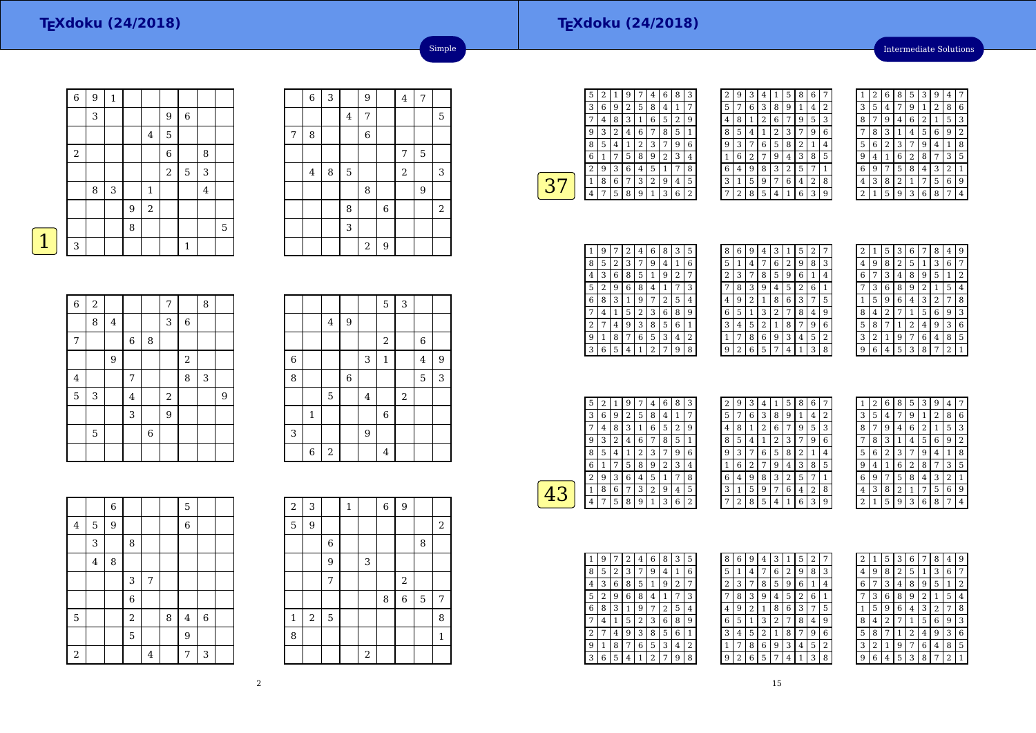# TEXdoku (24/2018)

Simple

## 1

| | | | | | | | | |
|---|---|---|---|---|---|---|---|---|
| 6 | 9 | 1 | | | | | | |
| | 3 | | | | 9 | 6 | | |
| | | | | 4 | 5 | | | |
| 2 | | | | | 6 | | 8 | |
| | | | | | 2 | 5 | 3 | |
| | 8 | 3 | | 1 | | | 4 | |
| | | | 9 | 2 | | | | |
| | | | 8 | | | | | 5 |
| 3 | | | | | | 1 | | |

| | | | | | | | | |
|---|---|---|---|---|---|---|---|---|
| | 6 | 3 | | 9 | | 4 | 7 | |
| | | | 4 | 7 | | | | 5 |
| 7 | 8 | | | 6 | | | | |
| | | | | | | 7 | 5 | |
| | 4 | 8 | 5 | | | 2 | | 3 |
| | | | | 8 | | | 9 | |
| | | | 8 | | 6 | | | 2 |
| | | | 3 | | | | | |
| | | | | 2 | 9 | | | |

| | | | | | | | | |
|---|---|---|---|---|---|---|---|---|
| 6 | 2 | | | | 7 | | 8 | |
| | 8 | 4 | | | 3 | 6 | | |
| 7 | | | 6 | 8 | | | | |
| | | 9 | | | | 2 | | |
| 4 | | | 7 | | | 8 | 3 | |
| 5 | 3 | | 4 | | 2 | | | 9 |
| | | | 3 | | 9 | | | |
| | 5 | | | 6 | | | | |
| | | | | | | | | |

| | | | | | | | | |
|---|---|---|---|---|---|---|---|---|
| | | | | | 5 | 3 | | |
| | | 4 | 9 | | | | | |
| | | | | | 2 | | 6 | |
| 6 | | | | 3 | 1 | | 4 | 9 |
| 8 | | | 6 | | | | 5 | 3 |
| | | 5 | | 4 | | 2 | | |
| | 1 | | | | 6 | | | |
| 3 | | | | 9 | | | | |
| | 6 | 2 | | | 4 | | | |

| | | | | | | | | |
|---|---|---|---|---|---|---|---|---|
| | | 6 | | | | 5 | | |
| 4 | 5 | 9 | | | | 6 | | |
| | 3 | | 8 | | | | | |
| | 4 | 8 | | | | | | |
| | | | 3 | 7 | | | | |
| | | | 6 | | | | | |
| 5 | | | 2 | | 8 | 4 | 6 | |
| | | | 5 | | | 9 | | |
| 2 | | | | 4 | | 7 | 3 | |

| | | | | | | | | |
|---|---|---|---|---|---|---|---|---|
| 2 | 3 | | 1 | | 6 | 9 | | |
| 5 | 9 | | | | | | | 2 |
| | | 6 | | | | | 8 | |
| | | 9 | | 3 | | | | |
| | | 7 | | | | 2 | | |
| | | | | | 8 | 6 | 5 | 7 |
| 1 | 2 | 5 | | | | | | 8 |
| 8 | | | | | | | | 1 |
| | | | | 2 | | | | |

# TEXdoku (24/2018)

Intermediate Solutions

## 37

| | | | | | | | | |
|---|---|---|---|---|---|---|---|---|
| 5 | 2 | 1 | 9 | 7 | 4 | 6 | 8 | 3 |
| 3 | 6 | 9 | 2 | 5 | 8 | 4 | 1 | 7 |
| 7 | 4 | 8 | 3 | 1 | 6 | 5 | 2 | 9 |
| 9 | 3 | 2 | 4 | 6 | 7 | 8 | 5 | 1 |
| 8 | 5 | 4 | 1 | 2 | 3 | 7 | 9 | 6 |
| 6 | 1 | 7 | 5 | 8 | 9 | 2 | 3 | 4 |
| 2 | 9 | 3 | 6 | 4 | 5 | 1 | 7 | 8 |
| 1 | 8 | 6 | 7 | 3 | 2 | 9 | 4 | 5 |
| 4 | 7 | 5 | 8 | 9 | 1 | 3 | 6 | 2 |

| | | | | | | | | |
|---|---|---|---|---|---|---|---|---|
| 2 | 9 | 3 | 4 | 1 | 5 | 8 | 6 | 7 |
| 5 | 7 | 6 | 3 | 8 | 9 | 1 | 4 | 2 |
| 4 | 8 | 1 | 2 | 6 | 7 | 9 | 5 | 3 |
| 8 | 5 | 4 | 1 | 2 | 3 | 7 | 9 | 6 |
| 9 | 3 | 7 | 6 | 5 | 8 | 2 | 1 | 4 |
| 1 | 6 | 2 | 7 | 9 | 4 | 3 | 8 | 5 |
| 6 | 4 | 9 | 8 | 3 | 2 | 5 | 7 | 1 |
| 3 | 1 | 5 | 9 | 7 | 6 | 4 | 2 | 8 |
| 7 | 2 | 8 | 5 | 4 | 1 | 6 | 3 | 9 |

| | | | | | | | | |
|---|---|---|---|---|---|---|---|---|
| 1 | 2 | 6 | 8 | 5 | 3 | 9 | 4 | 7 |
| 3 | 5 | 4 | 7 | 9 | 1 | 2 | 8 | 6 |
| 8 | 7 | 9 | 4 | 6 | 2 | 1 | 5 | 3 |
| 7 | 8 | 3 | 1 | 4 | 5 | 6 | 9 | 2 |
| 5 | 6 | 2 | 3 | 7 | 9 | 4 | 1 | 8 |
| 9 | 4 | 1 | 6 | 2 | 8 | 7 | 3 | 5 |
| 6 | 9 | 7 | 5 | 8 | 4 | 3 | 2 | 1 |
| 4 | 3 | 8 | 2 | 1 | 7 | 5 | 6 | 9 |
| 2 | 1 | 5 | 9 | 3 | 6 | 8 | 7 | 4 |

| | | | | | | | | |
|---|---|---|---|---|---|---|---|---|
| 1 | 9 | 7 | 2 | 4 | 6 | 8 | 3 | 5 |
| 8 | 5 | 2 | 3 | 7 | 9 | 4 | 1 | 6 |
| 4 | 3 | 6 | 8 | 5 | 1 | 9 | 2 | 7 |
| 5 | 2 | 9 | 6 | 8 | 4 | 1 | 7 | 3 |
| 6 | 8 | 3 | 1 | 9 | 7 | 2 | 5 | 4 |
| 7 | 4 | 1 | 5 | 2 | 3 | 6 | 8 | 9 |
| 2 | 7 | 4 | 9 | 3 | 8 | 5 | 6 | 1 |
| 9 | 1 | 8 | 7 | 6 | 5 | 3 | 4 | 2 |
| 3 | 6 | 5 | 4 | 1 | 2 | 7 | 9 | 8 |

| | | | | | | | | |
|---|---|---|---|---|---|---|---|---|
| 8 | 6 | 9 | 4 | 3 | 1 | 5 | 2 | 7 |
| 5 | 1 | 4 | 7 | 6 | 2 | 9 | 8 | 3 |
| 2 | 3 | 7 | 8 | 5 | 9 | 6 | 1 | 4 |
| 7 | 8 | 3 | 9 | 4 | 5 | 2 | 6 | 1 |
| 4 | 9 | 2 | 1 | 8 | 6 | 3 | 7 | 5 |
| 6 | 5 | 1 | 3 | 2 | 7 | 8 | 4 | 9 |
| 3 | 4 | 5 | 2 | 1 | 8 | 7 | 9 | 6 |
| 1 | 7 | 8 | 6 | 9 | 3 | 4 | 5 | 2 |
| 9 | 2 | 6 | 5 | 7 | 4 | 1 | 3 | 8 |

| | | | | | | | | |
|---|---|---|---|---|---|---|---|---|
| 2 | 1 | 5 | 3 | 6 | 7 | 8 | 4 | 9 |
| 4 | 9 | 8 | 2 | 5 | 1 | 3 | 6 | 7 |
| 6 | 7 | 3 | 4 | 8 | 9 | 5 | 1 | 2 |
| 7 | 3 | 6 | 8 | 9 | 2 | 1 | 5 | 4 |
| 1 | 5 | 9 | 6 | 4 | 3 | 2 | 7 | 8 |
| 8 | 4 | 2 | 7 | 1 | 5 | 6 | 9 | 3 |
| 5 | 8 | 7 | 1 | 2 | 4 | 9 | 3 | 6 |
| 3 | 2 | 1 | 9 | 7 | 6 | 4 | 8 | 5 |
| 9 | 6 | 4 | 5 | 3 | 8 | 7 | 2 | 1 |

## 43

| | | | | | | | | |
|---|---|---|---|---|---|---|---|---|
| 5 | 2 | 1 | 9 | 7 | 4 | 6 | 8 | 3 |
| 3 | 6 | 9 | 2 | 5 | 8 | 4 | 1 | 7 |
| 7 | 4 | 8 | 3 | 1 | 6 | 5 | 2 | 9 |
| 9 | 3 | 2 | 4 | 6 | 7 | 8 | 5 | 1 |
| 8 | 5 | 4 | 1 | 2 | 3 | 7 | 9 | 6 |
| 6 | 1 | 7 | 5 | 8 | 9 | 2 | 3 | 4 |
| 2 | 9 | 3 | 6 | 4 | 5 | 1 | 7 | 8 |
| 1 | 8 | 6 | 7 | 3 | 2 | 9 | 4 | 5 |
| 4 | 7 | 5 | 8 | 9 | 1 | 3 | 6 | 2 |

| | | | | | | | | |
|---|---|---|---|---|---|---|---|---|
| 2 | 9 | 3 | 4 | 1 | 5 | 8 | 6 | 7 |
| 5 | 7 | 6 | 3 | 8 | 9 | 1 | 4 | 2 |
| 4 | 8 | 1 | 2 | 6 | 7 | 9 | 5 | 3 |
| 8 | 5 | 4 | 1 | 2 | 3 | 7 | 9 | 6 |
| 9 | 3 | 7 | 6 | 5 | 8 | 2 | 1 | 4 |
| 1 | 6 | 2 | 7 | 9 | 4 | 3 | 8 | 5 |
| 6 | 4 | 9 | 8 | 3 | 2 | 5 | 7 | 1 |
| 3 | 1 | 5 | 9 | 7 | 6 | 4 | 2 | 8 |
| 7 | 2 | 8 | 5 | 4 | 1 | 6 | 3 | 9 |

| | | | | | | | | |
|---|---|---|---|---|---|---|---|---|
| 1 | 2 | 6 | 8 | 5 | 3 | 9 | 4 | 7 |
| 3 | 5 | 4 | 7 | 9 | 1 | 2 | 8 | 6 |
| 8 | 7 | 9 | 4 | 6 | 2 | 1 | 5 | 3 |
| 7 | 8 | 3 | 1 | 4 | 5 | 6 | 9 | 2 |
| 5 | 6 | 2 | 3 | 7 | 9 | 4 | 1 | 8 |
| 9 | 4 | 1 | 6 | 2 | 8 | 7 | 3 | 5 |
| 6 | 9 | 7 | 5 | 8 | 4 | 3 | 2 | 1 |
| 4 | 3 | 8 | 2 | 1 | 7 | 5 | 6 | 9 |
| 2 | 1 | 5 | 9 | 3 | 6 | 8 | 7 | 4 |

| | | | | | | | | |
|---|---|---|---|---|---|---|---|---|
| 1 | 9 | 7 | 2 | 4 | 6 | 8 | 3 | 5 |
| 8 | 5 | 2 | 3 | 7 | 9 | 4 | 1 | 6 |
| 4 | 3 | 6 | 8 | 5 | 1 | 9 | 2 | 7 |
| 5 | 2 | 9 | 6 | 8 | 4 | 1 | 7 | 3 |
| 6 | 8 | 3 | 1 | 9 | 7 | 2 | 5 | 4 |
| 7 | 4 | 1 | 5 | 2 | 3 | 6 | 8 | 9 |
| 2 | 7 | 4 | 9 | 3 | 8 | 5 | 6 | 1 |
| 9 | 1 | 8 | 7 | 6 | 5 | 3 | 4 | 2 |
| 3 | 6 | 5 | 4 | 1 | 2 | 7 | 9 | 8 |

| | | | | | | | | |
|---|---|---|---|---|---|---|---|---|
| 8 | 6 | 9 | 4 | 3 | 1 | 5 | 2 | 7 |
| 5 | 1 | 4 | 7 | 6 | 2 | 9 | 8 | 3 |
| 2 | 3 | 7 | 8 | 5 | 9 | 6 | 1 | 4 |
| 7 | 8 | 3 | 9 | 4 | 5 | 2 | 6 | 1 |
| 4 | 9 | 2 | 1 | 8 | 6 | 3 | 7 | 5 |
| 6 | 5 | 1 | 3 | 2 | 7 | 8 | 4 | 9 |
| 3 | 4 | 5 | 2 | 1 | 8 | 7 | 9 | 6 |
| 1 | 7 | 8 | 6 | 9 | 3 | 4 | 5 | 2 |
| 9 | 2 | 6 | 5 | 7 | 4 | 1 | 3 | 8 |

| | | | | | | | | |
|---|---|---|---|---|---|---|---|---|
| 2 | 1 | 5 | 3 | 6 | 7 | 8 | 4 | 9 |
| 4 | 9 | 8 | 2 | 5 | 1 | 3 | 6 | 7 |
| 6 | 7 | 3 | 4 | 8 | 9 | 5 | 1 | 2 |
| 7 | 3 | 6 | 8 | 9 | 2 | 1 | 5 | 4 |
| 1 | 5 | 9 | 6 | 4 | 3 | 2 | 7 | 8 |
| 8 | 4 | 2 | 7 | 1 | 5 | 6 | 9 | 3 |
| 5 | 8 | 7 | 1 | 2 | 4 | 9 | 3 | 6 |
| 3 | 2 | 1 | 9 | 7 | 6 | 4 | 8 | 5 |
| 9 | 6 | 4 | 5 | 3 | 8 | 7 | 2 | 1 |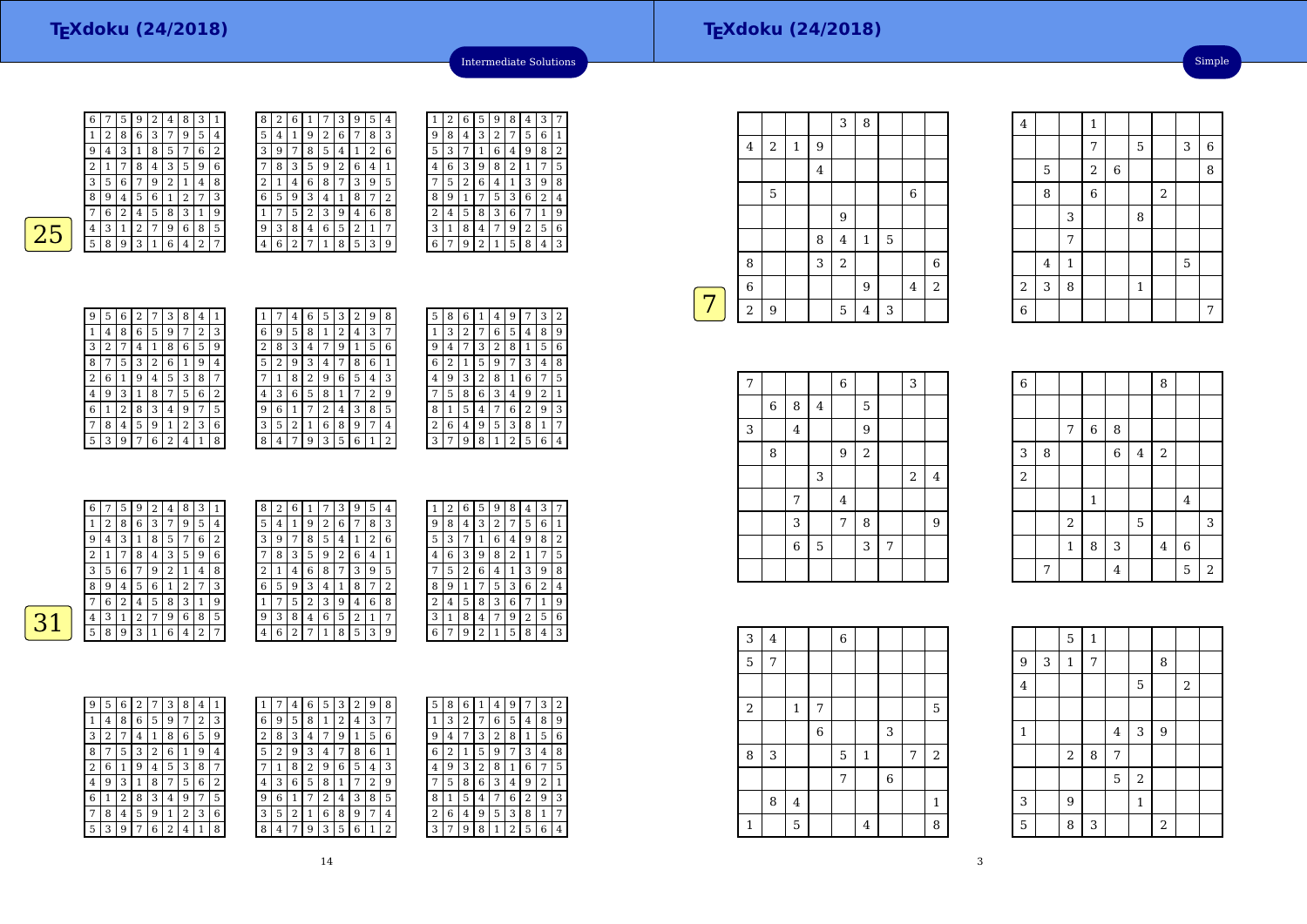# TEXdoku (24/2018)

Intermediate Solutions

**25**

| 6 | 7 | 5 | 9 | 2 | 4 | 8 | 3 | 1 |
|---|---|---|---|---|---|---|---|---|
| 1 | 2 | 8 | 6 | 3 | 7 | 9 | 5 | 4 |
| 9 | 4 | 3 | 1 | 8 | 5 | 7 | 6 | 2 |
| 2 | 1 | 7 | 8 | 4 | 3 | 5 | 9 | 6 |
| 3 | 5 | 6 | 7 | 9 | 2 | 1 | 4 | 8 |
| 8 | 9 | 4 | 5 | 6 | 1 | 2 | 7 | 3 |
| 7 | 6 | 2 | 4 | 5 | 8 | 3 | 1 | 9 |
| 4 | 3 | 1 | 2 | 7 | 9 | 6 | 8 | 5 |
| 5 | 8 | 9 | 3 | 1 | 6 | 4 | 2 | 7 |

| 8 | 2 | 6 | 1 | 7 | 3 | 9 | 5 | 4 |
|---|---|---|---|---|---|---|---|---|
| 5 | 4 | 1 | 9 | 2 | 6 | 7 | 8 | 3 |
| 3 | 9 | 7 | 8 | 5 | 4 | 1 | 2 | 6 |
| 7 | 8 | 3 | 5 | 9 | 2 | 6 | 4 | 1 |
| 2 | 1 | 4 | 6 | 8 | 7 | 3 | 9 | 5 |
| 6 | 5 | 9 | 3 | 4 | 1 | 8 | 7 | 2 |
| 1 | 7 | 5 | 2 | 3 | 9 | 4 | 6 | 8 |
| 9 | 3 | 8 | 4 | 6 | 5 | 2 | 1 | 7 |
| 4 | 6 | 2 | 7 | 1 | 8 | 5 | 3 | 9 |

| 1 | 2 | 6 | 5 | 9 | 8 | 4 | 3 | 7 |
|---|---|---|---|---|---|---|---|---|
| 9 | 8 | 4 | 3 | 2 | 7 | 5 | 6 | 1 |
| 5 | 3 | 7 | 1 | 6 | 4 | 9 | 8 | 2 |
| 4 | 6 | 3 | 9 | 8 | 2 | 1 | 7 | 5 |
| 7 | 5 | 2 | 6 | 4 | 1 | 3 | 9 | 8 |
| 8 | 9 | 1 | 7 | 5 | 3 | 6 | 2 | 4 |
| 2 | 4 | 5 | 8 | 3 | 6 | 7 | 1 | 9 |
| 3 | 1 | 8 | 4 | 7 | 9 | 2 | 5 | 6 |
| 6 | 7 | 9 | 2 | 1 | 5 | 8 | 4 | 3 |

| 9 | 5 | 6 | 2 | 7 | 3 | 8 | 4 | 1 |
|---|---|---|---|---|---|---|---|---|
| 1 | 4 | 8 | 6 | 5 | 9 | 7 | 2 | 3 |
| 3 | 2 | 7 | 4 | 1 | 8 | 6 | 5 | 9 |
| 8 | 7 | 5 | 3 | 2 | 6 | 1 | 9 | 4 |
| 2 | 6 | 1 | 9 | 4 | 5 | 3 | 8 | 7 |
| 4 | 9 | 3 | 1 | 8 | 7 | 5 | 6 | 2 |
| 6 | 1 | 2 | 8 | 3 | 4 | 9 | 7 | 5 |
| 7 | 8 | 4 | 5 | 9 | 1 | 2 | 3 | 6 |
| 5 | 3 | 9 | 7 | 6 | 2 | 4 | 1 | 8 |

| 1 | 7 | 4 | 6 | 5 | 3 | 2 | 9 | 8 |
|---|---|---|---|---|---|---|---|---|
| 6 | 9 | 5 | 8 | 1 | 2 | 4 | 3 | 7 |
| 2 | 8 | 3 | 4 | 7 | 9 | 1 | 5 | 6 |
| 5 | 2 | 9 | 3 | 4 | 7 | 8 | 6 | 1 |
| 7 | 1 | 8 | 2 | 9 | 6 | 5 | 4 | 3 |
| 4 | 3 | 6 | 5 | 8 | 1 | 7 | 2 | 9 |
| 9 | 6 | 1 | 7 | 2 | 4 | 3 | 8 | 5 |
| 3 | 5 | 2 | 1 | 6 | 8 | 9 | 7 | 4 |
| 8 | 4 | 7 | 9 | 3 | 5 | 6 | 1 | 2 |

| 5 | 8 | 6 | 1 | 4 | 9 | 7 | 3 | 2 |
|---|---|---|---|---|---|---|---|---|
| 1 | 3 | 2 | 7 | 6 | 5 | 4 | 8 | 9 |
| 9 | 4 | 7 | 3 | 2 | 8 | 1 | 5 | 6 |
| 6 | 2 | 1 | 5 | 9 | 7 | 3 | 4 | 8 |
| 4 | 9 | 3 | 2 | 8 | 1 | 6 | 7 | 5 |
| 7 | 5 | 8 | 6 | 3 | 4 | 9 | 2 | 1 |
| 8 | 1 | 5 | 4 | 7 | 6 | 2 | 9 | 3 |
| 2 | 6 | 4 | 9 | 5 | 3 | 8 | 1 | 7 |
| 3 | 7 | 9 | 8 | 1 | 2 | 5 | 6 | 4 |

**31**

| 6 | 7 | 5 | 9 | 2 | 4 | 8 | 3 | 1 |
|---|---|---|---|---|---|---|---|---|
| 1 | 2 | 8 | 6 | 3 | 7 | 9 | 5 | 4 |
| 9 | 4 | 3 | 1 | 8 | 5 | 7 | 6 | 2 |
| 2 | 1 | 7 | 8 | 4 | 3 | 5 | 9 | 6 |
| 3 | 5 | 6 | 7 | 9 | 2 | 1 | 4 | 8 |
| 8 | 9 | 4 | 5 | 6 | 1 | 2 | 7 | 3 |
| 7 | 6 | 2 | 4 | 5 | 8 | 3 | 1 | 9 |
| 4 | 3 | 1 | 2 | 7 | 9 | 6 | 8 | 5 |
| 5 | 8 | 9 | 3 | 1 | 6 | 4 | 2 | 7 |

| 8 | 2 | 6 | 1 | 7 | 3 | 9 | 5 | 4 |
|---|---|---|---|---|---|---|---|---|
| 5 | 4 | 1 | 9 | 2 | 6 | 7 | 8 | 3 |
| 3 | 9 | 7 | 8 | 5 | 4 | 1 | 2 | 6 |
| 7 | 8 | 3 | 5 | 9 | 2 | 6 | 4 | 1 |
| 2 | 1 | 4 | 6 | 8 | 7 | 3 | 9 | 5 |
| 6 | 5 | 9 | 3 | 4 | 1 | 8 | 7 | 2 |
| 1 | 7 | 5 | 2 | 3 | 9 | 4 | 6 | 8 |
| 9 | 3 | 8 | 4 | 6 | 5 | 2 | 1 | 7 |
| 4 | 6 | 2 | 7 | 1 | 8 | 5 | 3 | 9 |

| 1 | 2 | 6 | 5 | 9 | 8 | 4 | 3 | 7 |
|---|---|---|---|---|---|---|---|---|
| 9 | 8 | 4 | 3 | 2 | 7 | 5 | 6 | 1 |
| 5 | 3 | 7 | 1 | 6 | 4 | 9 | 8 | 2 |
| 4 | 6 | 3 | 9 | 8 | 2 | 1 | 7 | 5 |
| 7 | 5 | 2 | 6 | 4 | 1 | 3 | 9 | 8 |
| 8 | 9 | 1 | 7 | 5 | 3 | 6 | 2 | 4 |
| 2 | 4 | 5 | 8 | 3 | 6 | 7 | 1 | 9 |
| 3 | 1 | 8 | 4 | 7 | 9 | 2 | 5 | 6 |
| 6 | 7 | 9 | 2 | 1 | 5 | 8 | 4 | 3 |

| 9 | 5 | 6 | 2 | 7 | 3 | 8 | 4 | 1 |
|---|---|---|---|---|---|---|---|---|
| 1 | 4 | 8 | 6 | 5 | 9 | 7 | 2 | 3 |
| 3 | 2 | 7 | 4 | 1 | 8 | 6 | 5 | 9 |
| 8 | 7 | 5 | 3 | 2 | 6 | 1 | 9 | 4 |
| 2 | 6 | 1 | 9 | 4 | 5 | 3 | 8 | 7 |
| 4 | 9 | 3 | 1 | 8 | 7 | 5 | 6 | 2 |
| 6 | 1 | 2 | 8 | 3 | 4 | 9 | 7 | 5 |
| 7 | 8 | 4 | 5 | 9 | 1 | 2 | 3 | 6 |
| 5 | 3 | 9 | 7 | 6 | 2 | 4 | 1 | 8 |

| 1 | 7 | 4 | 6 | 5 | 3 | 2 | 9 | 8 |
|---|---|---|---|---|---|---|---|---|
| 6 | 9 | 5 | 8 | 1 | 2 | 4 | 3 | 7 |
| 2 | 8 | 3 | 4 | 7 | 9 | 1 | 5 | 6 |
| 5 | 2 | 9 | 3 | 4 | 7 | 8 | 6 | 1 |
| 7 | 1 | 8 | 2 | 9 | 6 | 5 | 4 | 3 |
| 4 | 3 | 6 | 5 | 8 | 1 | 7 | 2 | 9 |
| 9 | 6 | 1 | 7 | 2 | 4 | 3 | 8 | 5 |
| 3 | 5 | 2 | 1 | 6 | 8 | 9 | 7 | 4 |
| 8 | 4 | 7 | 9 | 3 | 5 | 6 | 1 | 2 |

| 5 | 8 | 6 | 1 | 4 | 9 | 7 | 3 | 2 |
|---|---|---|---|---|---|---|---|---|
| 1 | 3 | 2 | 7 | 6 | 5 | 4 | 8 | 9 |
| 9 | 4 | 7 | 3 | 2 | 8 | 1 | 5 | 6 |
| 6 | 2 | 1 | 5 | 9 | 7 | 3 | 4 | 8 |
| 4 | 9 | 3 | 2 | 8 | 1 | 6 | 7 | 5 |
| 7 | 5 | 8 | 6 | 3 | 4 | 9 | 2 | 1 |
| 8 | 1 | 5 | 4 | 7 | 6 | 2 | 9 | 3 |
| 2 | 6 | 4 | 9 | 5 | 3 | 8 | 1 | 7 |
| 3 | 7 | 9 | 8 | 1 | 2 | 5 | 6 | 4 |

# TEXdoku (24/2018)

Simple

**7**

|  |  |  |  | 3 | 8 |  |  |  |
|---|---|---|---|---|---|---|---|---|
| 4 | 2 | 1 | 9 |  |  |  |  |  |
|  |  |  | 4 |  |  |  |  |  |
|  | 5 |  |  |  |  |  | 6 |  |
|  |  |  |  | 9 |  |  |  |  |
|  |  |  | 8 | 4 | 1 | 5 |  |  |
| 8 |  |  | 3 | 2 |  |  |  | 6 |
| 6 |  |  |  |  | 9 |  | 4 | 2 |
| 2 | 9 |  |  | 5 | 4 | 3 |  |  |

| 4 |  |  | 1 |  |  |  |  |  |
|---|---|---|---|---|---|---|---|---|
|  |  |  | 7 |  | 5 |  | 3 | 6 |
|  | 5 |  | 2 | 6 |  |  |  | 8 |
|  | 8 |  | 6 |  |  | 2 |  |  |
|  |  | 3 |  |  | 8 |  |  |  |
|  |  | 7 |  |  |  |  |  |  |
|  | 4 | 1 |  |  |  |  | 5 |  |
| 2 | 3 | 8 |  |  | 1 |  |  |  |
| 6 |  |  |  |  |  |  |  | 7 |

| 7 |  |  |  | 6 |  |  | 3 |  |
|---|---|---|---|---|---|---|---|---|
|  | 6 | 8 | 4 |  | 5 |  |  |  |
| 3 |  | 4 |  |  | 9 |  |  |  |
|  | 8 |  |  | 9 | 2 |  |  |  |
|  |  |  | 3 |  |  |  | 2 | 4 |
|  |  | 7 |  | 4 |  |  |  |  |
|  |  | 3 |  | 7 | 8 |  |  | 9 |
|  |  | 6 | 5 |  | 3 | 7 |  |  |
|  |  |  |  |  |  |  |  |  |

| 6 |  |  |  |  |  | 8 |  |  |
|---|---|---|---|---|---|---|---|---|
|  |  |  |  |  |  |  |  |  |
|  |  | 7 | 6 | 8 |  |  |  |  |
| 3 | 8 |  |  | 6 | 4 | 2 |  |  |
| 2 |  |  |  |  |  |  |  |  |
|  |  |  | 1 |  |  |  | 4 |  |
|  |  | 2 |  |  | 5 |  |  | 3 |
|  |  | 1 | 8 | 3 |  | 4 | 6 |  |
|  | 7 |  |  | 4 |  |  | 5 | 2 |

| 3 | 4 |  |  | 6 |  |  |  |  |
|---|---|---|---|---|---|---|---|---|
| 5 | 7 |  |  |  |  |  |  |  |
|  |  |  |  |  |  |  |  |  |
| 2 |  | 1 | 7 |  |  |  |  | 5 |
|  |  |  | 6 |  |  | 3 |  |  |
| 8 | 3 |  |  | 5 | 1 |  | 7 | 2 |
|  |  |  |  | 7 |  | 6 |  |  |
|  | 8 | 4 |  |  |  |  |  | 1 |
| 1 |  | 5 |  |  | 4 |  |  | 8 |

|  |  | 5 | 1 |  |  |  |  |  |
|---|---|---|---|---|---|---|---|---|
| 9 | 3 | 1 | 7 |  |  | 8 |  |  |
| 4 |  |  |  |  | 5 |  | 2 |  |
|  |  |  |  |  |  |  |  |  |
| 1 |  |  |  | 4 | 3 | 9 |  |  |
|  |  | 2 | 8 | 7 |  |  |  |  |
|  |  |  |  | 5 | 2 |  |  |  |
| 3 |  | 9 |  |  | 1 |  |  |  |
| 5 |  | 8 | 3 |  |  | 2 |  |  |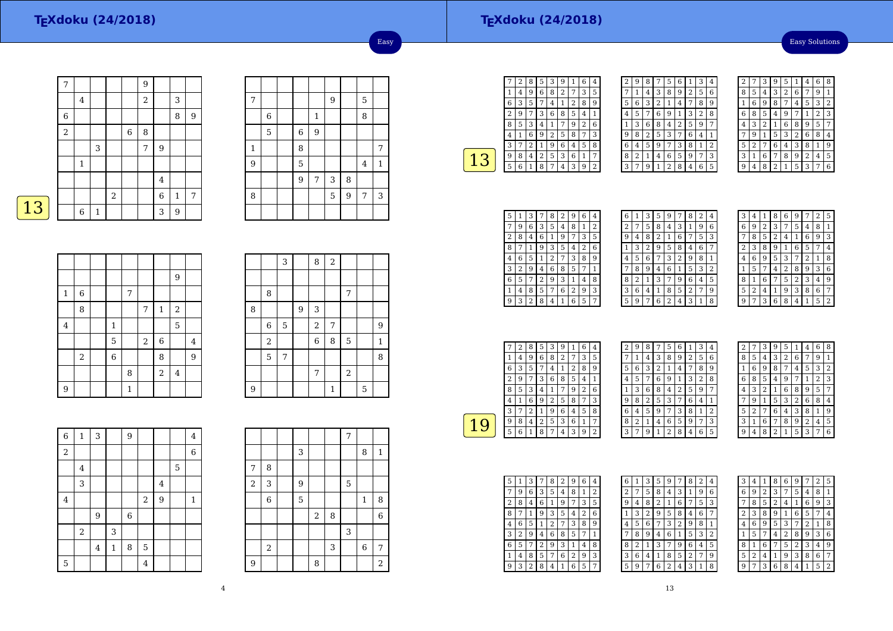# TEXdoku (24/2018)

Easy

13

| | | | | | | | | |
|---|---|---|---|---|---|---|---|---|
| 7 | | | | | 9 | | | |
| | 4 | | | | 2 | | 3 | |
| 6 | | | | | | | 8 | 9 |
| 2 | | | | 6 | 8 | | | |
| | | 3 | | | 7 | 9 | | |
| | 1 | | | | | | | |
| | | | | | | 4 | | |
| | | | 2 | | | 6 | 1 | 7 |
| | 6 | 1 | | | | 3 | 9 | |

| | | | | | | | | |
|---|---|---|---|---|---|---|---|---|
| | | | | | | | | |
| 7 | | | | | 9 | | 5 | |
| | 6 | | | 1 | | | 8 | |
| | 5 | | 6 | 9 | | | | |
| 1 | | | 8 | | | | | 7 |
| 9 | | | 5 | | | | 4 | 1 |
| | | | 9 | 7 | 3 | 8 | | |
| 8 | | | | | 5 | 9 | 7 | 3 |
| | | | | | | | | |

| | | | | | | | | |
|---|---|---|---|---|---|---|---|---|
| | | | | | | | | |
| | | | | | | | 9 | |
| 1 | 6 | | | 7 | | | | |
| | 8 | | | | 7 | 1 | 2 | |
| 4 | | | 1 | | | | 5 | |
| | | | 5 | | 2 | 6 | | 4 |
| | 2 | | 6 | | | 8 | | 9 |
| | | | | 8 | | 2 | 4 | |
| 9 | | | | 1 | | | | |

| | | | | | | | | |
|---|---|---|---|---|---|---|---|---|
| | | 3 | | 8 | 2 | | | |
| | | | | | | | | |
| | 8 | | | | | 7 | | |
| 8 | | | 9 | 3 | | | | |
| | 6 | 5 | | 2 | 7 | | | 9 |
| | 2 | | | 6 | 8 | 5 | | 1 |
| | 5 | 7 | | | | | | 8 |
| | | | | 7 | | 2 | | |
| 9 | | | | | 1 | | 5 | |

| | | | | | | | | |
|---|---|---|---|---|---|---|---|---|
| 6 | 1 | 3 | | 9 | | | | 4 |
| 2 | | | | | | | | 6 |
| | 4 | | | | | | 5 | |
| | 3 | | | | | 4 | | |
| 4 | | | | | 2 | 9 | | 1 |
| | | 9 | | 6 | | | | |
| | 2 | | 3 | | | | | |
| | | 4 | 1 | 8 | 5 | | | |
| 5 | | | | | 4 | | | |

| | | | | | | | | |
|---|---|---|---|---|---|---|---|---|
| | | | | | | 7 | | |
| | | | 3 | | | | 8 | 1 |
| 7 | 8 | | | | | | | |
| 2 | 3 | | 9 | | | 5 | | |
| | 6 | | 5 | | | | 1 | 8 |
| | | | | 2 | 8 | | | 6 |
| | | | | | | 3 | | |
| | 2 | | | | 3 | | 6 | 7 |
| 9 | | | | 8 | | | | 2 |

# TEXdoku (24/2018)

Easy Solutions

13

| | | | | | | | | |
|---|---|---|---|---|---|---|---|---|
| 7 | 2 | 8 | 5 | 3 | 9 | 1 | 6 | 4 |
| 1 | 4 | 9 | 6 | 8 | 2 | 7 | 3 | 5 |
| 6 | 3 | 5 | 7 | 4 | 1 | 2 | 8 | 9 |
| 2 | 9 | 7 | 3 | 6 | 8 | 5 | 4 | 1 |
| 8 | 5 | 3 | 4 | 1 | 7 | 9 | 2 | 6 |
| 4 | 1 | 6 | 9 | 2 | 5 | 8 | 7 | 3 |
| 3 | 7 | 2 | 1 | 9 | 6 | 4 | 5 | 8 |
| 9 | 8 | 4 | 2 | 5 | 3 | 6 | 1 | 7 |
| 5 | 6 | 1 | 8 | 7 | 4 | 3 | 9 | 2 |

| | | | | | | | | |
|---|---|---|---|---|---|---|---|---|
| 2 | 9 | 8 | 7 | 5 | 6 | 1 | 3 | 4 |
| 7 | 1 | 4 | 3 | 8 | 9 | 2 | 5 | 6 |
| 5 | 6 | 3 | 2 | 1 | 4 | 7 | 8 | 9 |
| 4 | 5 | 7 | 6 | 9 | 1 | 3 | 2 | 8 |
| 1 | 3 | 6 | 8 | 4 | 2 | 5 | 9 | 7 |
| 9 | 8 | 2 | 5 | 3 | 7 | 6 | 4 | 1 |
| 6 | 4 | 5 | 9 | 7 | 3 | 8 | 1 | 2 |
| 8 | 2 | 1 | 4 | 6 | 5 | 9 | 7 | 3 |
| 3 | 7 | 9 | 1 | 2 | 8 | 4 | 6 | 5 |

| | | | | | | | | |
|---|---|---|---|---|---|---|---|---|
| 2 | 7 | 3 | 9 | 5 | 1 | 4 | 6 | 8 |
| 8 | 5 | 4 | 3 | 2 | 6 | 7 | 9 | 1 |
| 1 | 6 | 9 | 8 | 7 | 4 | 5 | 3 | 2 |
| 6 | 8 | 5 | 4 | 9 | 7 | 1 | 2 | 3 |
| 4 | 3 | 2 | 1 | 6 | 8 | 9 | 5 | 7 |
| 7 | 9 | 1 | 5 | 3 | 2 | 6 | 8 | 4 |
| 5 | 2 | 7 | 6 | 4 | 3 | 8 | 1 | 9 |
| 3 | 1 | 6 | 7 | 8 | 9 | 2 | 4 | 5 |
| 9 | 4 | 8 | 2 | 1 | 5 | 3 | 7 | 6 |

| | | | | | | | | |
|---|---|---|---|---|---|---|---|---|
| 5 | 1 | 3 | 7 | 8 | 2 | 9 | 6 | 4 |
| 7 | 9 | 6 | 3 | 5 | 4 | 8 | 1 | 2 |
| 2 | 8 | 4 | 6 | 1 | 9 | 7 | 3 | 5 |
| 8 | 7 | 1 | 9 | 3 | 5 | 4 | 2 | 6 |
| 4 | 6 | 5 | 1 | 2 | 7 | 3 | 8 | 9 |
| 3 | 2 | 9 | 4 | 6 | 8 | 5 | 7 | 1 |
| 6 | 5 | 7 | 2 | 9 | 3 | 1 | 4 | 8 |
| 1 | 4 | 8 | 5 | 7 | 6 | 2 | 9 | 3 |
| 9 | 3 | 2 | 8 | 4 | 1 | 6 | 5 | 7 |

| | | | | | | | | |
|---|---|---|---|---|---|---|---|---|
| 6 | 1 | 3 | 5 | 9 | 7 | 8 | 2 | 4 |
| 2 | 7 | 5 | 8 | 4 | 3 | 1 | 9 | 6 |
| 9 | 4 | 8 | 2 | 1 | 6 | 7 | 5 | 3 |
| 1 | 3 | 2 | 9 | 5 | 8 | 4 | 6 | 7 |
| 4 | 5 | 6 | 7 | 3 | 2 | 9 | 8 | 1 |
| 7 | 8 | 9 | 4 | 6 | 1 | 5 | 3 | 2 |
| 8 | 2 | 1 | 3 | 7 | 9 | 6 | 4 | 5 |
| 3 | 6 | 4 | 1 | 8 | 5 | 2 | 7 | 9 |
| 5 | 9 | 7 | 6 | 2 | 4 | 3 | 1 | 8 |

| | | | | | | | | |
|---|---|---|---|---|---|---|---|---|
| 3 | 4 | 1 | 8 | 6 | 9 | 7 | 2 | 5 |
| 6 | 9 | 2 | 3 | 7 | 5 | 4 | 8 | 1 |
| 7 | 8 | 5 | 2 | 4 | 1 | 6 | 9 | 3 |
| 2 | 3 | 8 | 9 | 1 | 6 | 5 | 7 | 4 |
| 4 | 6 | 9 | 5 | 3 | 7 | 2 | 1 | 8 |
| 1 | 5 | 7 | 4 | 2 | 8 | 9 | 3 | 6 |
| 8 | 1 | 6 | 7 | 5 | 2 | 3 | 4 | 9 |
| 5 | 2 | 4 | 1 | 9 | 3 | 8 | 6 | 7 |
| 9 | 7 | 3 | 6 | 8 | 4 | 1 | 5 | 2 |

19

| | | | | | | | | |
|---|---|---|---|---|---|---|---|---|
| 7 | 2 | 8 | 5 | 3 | 9 | 1 | 6 | 4 |
| 1 | 4 | 9 | 6 | 8 | 2 | 7 | 3 | 5 |
| 6 | 3 | 5 | 7 | 4 | 1 | 2 | 8 | 9 |
| 2 | 9 | 7 | 3 | 6 | 8 | 5 | 4 | 1 |
| 8 | 5 | 3 | 4 | 1 | 7 | 9 | 2 | 6 |
| 4 | 1 | 6 | 9 | 2 | 5 | 8 | 7 | 3 |
| 3 | 7 | 2 | 1 | 9 | 6 | 4 | 5 | 8 |
| 9 | 8 | 4 | 2 | 5 | 3 | 6 | 1 | 7 |
| 5 | 6 | 1 | 8 | 7 | 4 | 3 | 9 | 2 |

| | | | | | | | | |
|---|---|---|---|---|---|---|---|---|
| 2 | 9 | 8 | 7 | 5 | 6 | 1 | 3 | 4 |
| 7 | 1 | 4 | 3 | 8 | 9 | 2 | 5 | 6 |
| 5 | 6 | 3 | 2 | 1 | 4 | 7 | 8 | 9 |
| 4 | 5 | 7 | 6 | 9 | 1 | 3 | 2 | 8 |
| 1 | 3 | 6 | 8 | 4 | 2 | 5 | 9 | 7 |
| 9 | 8 | 2 | 5 | 3 | 7 | 6 | 4 | 1 |
| 6 | 4 | 5 | 9 | 7 | 3 | 8 | 1 | 2 |
| 8 | 2 | 1 | 4 | 6 | 5 | 9 | 7 | 3 |
| 3 | 7 | 9 | 1 | 2 | 8 | 4 | 6 | 5 |

| | | | | | | | | |
|---|---|---|---|---|---|---|---|---|
| 2 | 7 | 3 | 9 | 5 | 1 | 4 | 6 | 8 |
| 8 | 5 | 4 | 3 | 2 | 6 | 7 | 9 | 1 |
| 1 | 6 | 9 | 8 | 7 | 4 | 5 | 3 | 2 |
| 6 | 8 | 5 | 4 | 9 | 7 | 1 | 2 | 3 |
| 4 | 3 | 2 | 1 | 6 | 8 | 9 | 5 | 7 |
| 7 | 9 | 1 | 5 | 3 | 2 | 6 | 8 | 4 |
| 5 | 2 | 7 | 6 | 4 | 3 | 8 | 1 | 9 |
| 3 | 1 | 6 | 7 | 8 | 9 | 2 | 4 | 5 |
| 9 | 4 | 8 | 2 | 1 | 5 | 3 | 7 | 6 |

| | | | | | | | | |
|---|---|---|---|---|---|---|---|---|
| 5 | 1 | 3 | 7 | 8 | 2 | 9 | 6 | 4 |
| 7 | 9 | 6 | 3 | 5 | 4 | 8 | 1 | 2 |
| 2 | 8 | 4 | 6 | 1 | 9 | 7 | 3 | 5 |
| 8 | 7 | 1 | 9 | 3 | 5 | 4 | 2 | 6 |
| 4 | 6 | 5 | 1 | 2 | 7 | 3 | 8 | 9 |
| 3 | 2 | 9 | 4 | 6 | 8 | 5 | 7 | 1 |
| 6 | 5 | 7 | 2 | 9 | 3 | 1 | 4 | 8 |
| 1 | 4 | 8 | 5 | 7 | 6 | 2 | 9 | 3 |
| 9 | 3 | 2 | 8 | 4 | 1 | 6 | 5 | 7 |

| | | | | | | | | |
|---|---|---|---|---|---|---|---|---|
| 6 | 1 | 3 | 5 | 9 | 7 | 8 | 2 | 4 |
| 2 | 7 | 5 | 8 | 4 | 3 | 1 | 9 | 6 |
| 9 | 4 | 8 | 2 | 1 | 6 | 7 | 5 | 3 |
| 1 | 3 | 2 | 9 | 5 | 8 | 4 | 6 | 7 |
| 4 | 5 | 6 | 7 | 3 | 2 | 9 | 8 | 1 |
| 7 | 8 | 9 | 4 | 6 | 1 | 5 | 3 | 2 |
| 8 | 2 | 1 | 3 | 7 | 9 | 6 | 4 | 5 |
| 3 | 6 | 4 | 1 | 8 | 5 | 2 | 7 | 9 |
| 5 | 9 | 7 | 6 | 2 | 4 | 3 | 1 | 8 |

| | | | | | | | | |
|---|---|---|---|---|---|---|---|---|
| 3 | 4 | 1 | 8 | 6 | 9 | 7 | 2 | 5 |
| 6 | 9 | 2 | 3 | 7 | 5 | 4 | 8 | 1 |
| 7 | 8 | 5 | 2 | 4 | 1 | 6 | 9 | 3 |
| 2 | 3 | 8 | 9 | 1 | 6 | 5 | 7 | 4 |
| 4 | 6 | 9 | 5 | 3 | 7 | 2 | 1 | 8 |
| 1 | 5 | 7 | 4 | 2 | 8 | 9 | 3 | 6 |
| 8 | 1 | 6 | 7 | 5 | 2 | 3 | 4 | 9 |
| 5 | 2 | 4 | 1 | 9 | 3 | 8 | 6 | 7 |
| 9 | 7 | 3 | 6 | 8 | 4 | 1 | 5 | 2 |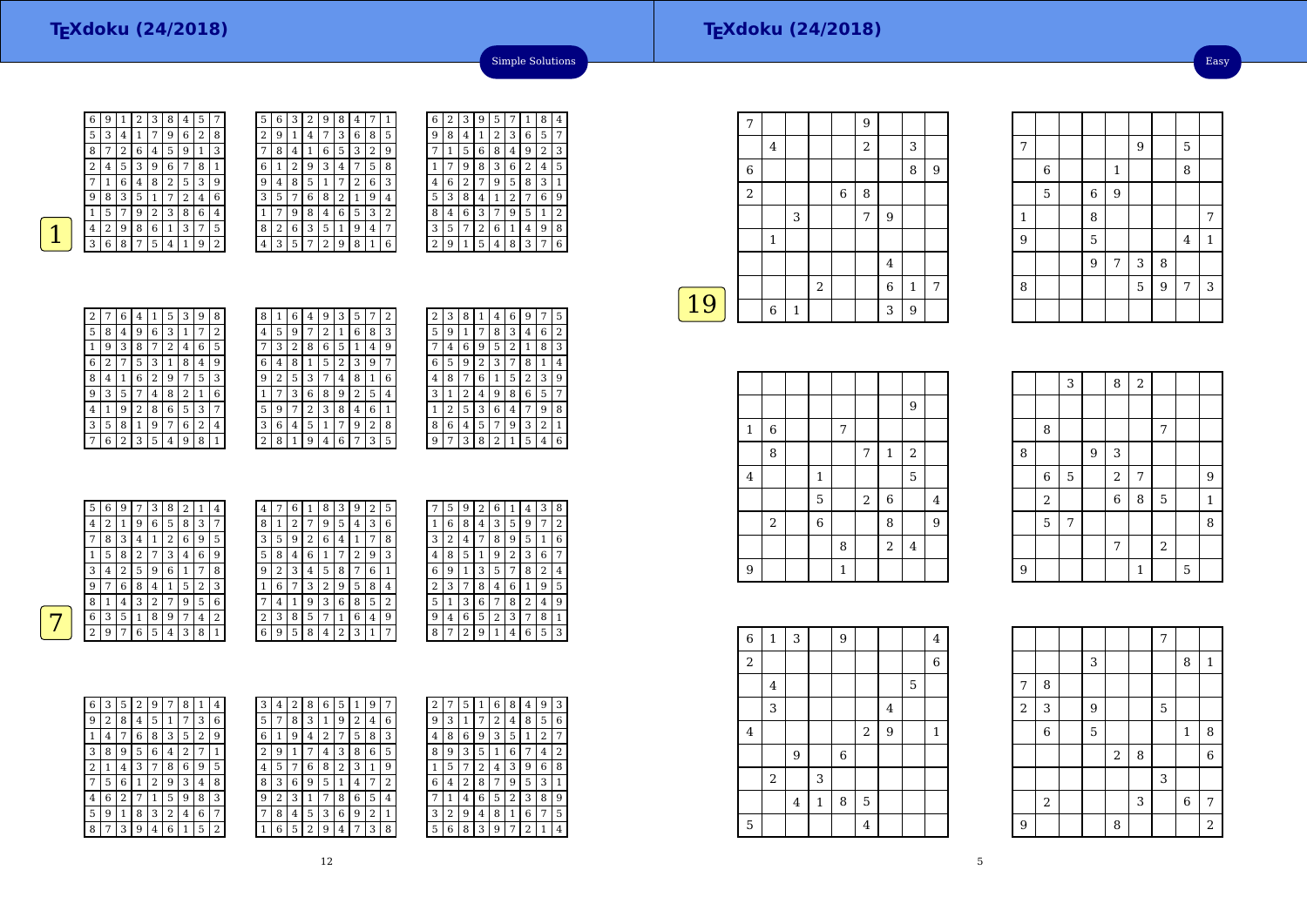# TEXdoku (24/2018)

Simple Solutions

**1**

| 6 | 9 | 1 | 2 | 3 | 8 | 4 | 5 | 7 |
|---|---|---|---|---|---|---|---|---|
| 5 | 3 | 4 | 1 | 7 | 9 | 6 | 2 | 8 |
| 8 | 7 | 2 | 6 | 4 | 5 | 9 | 1 | 3 |
| 2 | 4 | 5 | 3 | 9 | 6 | 7 | 8 | 1 |
| 7 | 1 | 6 | 4 | 8 | 2 | 5 | 3 | 9 |
| 9 | 8 | 3 | 5 | 1 | 7 | 2 | 4 | 6 |
| 1 | 5 | 7 | 9 | 2 | 3 | 8 | 6 | 4 |
| 4 | 2 | 9 | 8 | 6 | 1 | 3 | 7 | 5 |
| 3 | 6 | 8 | 7 | 5 | 4 | 1 | 9 | 2 |

| 5 | 6 | 3 | 2 | 9 | 8 | 4 | 7 | 1 |
|---|---|---|---|---|---|---|---|---|
| 2 | 9 | 1 | 4 | 7 | 3 | 6 | 8 | 5 |
| 7 | 8 | 4 | 1 | 6 | 5 | 3 | 2 | 9 |
| 6 | 1 | 2 | 9 | 3 | 4 | 7 | 5 | 8 |
| 9 | 4 | 8 | 5 | 1 | 7 | 2 | 6 | 3 |
| 3 | 5 | 7 | 6 | 8 | 2 | 1 | 9 | 4 |
| 1 | 7 | 9 | 8 | 4 | 6 | 5 | 3 | 2 |
| 8 | 2 | 6 | 3 | 5 | 1 | 9 | 4 | 7 |
| 4 | 3 | 5 | 7 | 2 | 9 | 8 | 1 | 6 |

| 6 | 2 | 3 | 9 | 5 | 7 | 1 | 8 | 4 |
|---|---|---|---|---|---|---|---|---|
| 9 | 8 | 4 | 1 | 2 | 3 | 6 | 5 | 7 |
| 7 | 1 | 5 | 6 | 8 | 4 | 9 | 2 | 3 |
| 1 | 7 | 9 | 8 | 3 | 6 | 2 | 4 | 5 |
| 4 | 6 | 2 | 7 | 9 | 5 | 8 | 3 | 1 |
| 5 | 3 | 8 | 4 | 1 | 2 | 7 | 6 | 9 |
| 8 | 4 | 6 | 3 | 7 | 9 | 5 | 1 | 2 |
| 3 | 5 | 7 | 2 | 6 | 1 | 4 | 9 | 8 |
| 2 | 9 | 1 | 5 | 4 | 8 | 3 | 7 | 6 |

| 2 | 7 | 6 | 4 | 1 | 5 | 3 | 9 | 8 |
|---|---|---|---|---|---|---|---|---|
| 5 | 8 | 4 | 9 | 6 | 3 | 1 | 7 | 2 |
| 1 | 9 | 3 | 8 | 7 | 2 | 4 | 6 | 5 |
| 6 | 2 | 7 | 5 | 3 | 1 | 8 | 4 | 9 |
| 8 | 4 | 1 | 6 | 2 | 9 | 7 | 5 | 3 |
| 9 | 3 | 5 | 7 | 4 | 8 | 2 | 1 | 6 |
| 4 | 1 | 9 | 2 | 8 | 6 | 5 | 3 | 7 |
| 3 | 5 | 8 | 1 | 9 | 7 | 6 | 2 | 4 |
| 7 | 6 | 2 | 3 | 5 | 4 | 9 | 8 | 1 |

| 8 | 1 | 6 | 4 | 9 | 3 | 5 | 7 | 2 |
|---|---|---|---|---|---|---|---|---|
| 4 | 5 | 9 | 7 | 2 | 1 | 6 | 8 | 3 |
| 7 | 3 | 2 | 8 | 6 | 5 | 1 | 4 | 9 |
| 6 | 4 | 8 | 1 | 5 | 2 | 3 | 9 | 7 |
| 9 | 2 | 5 | 3 | 7 | 4 | 8 | 1 | 6 |
| 1 | 7 | 3 | 6 | 8 | 9 | 2 | 5 | 4 |
| 5 | 9 | 7 | 2 | 3 | 8 | 4 | 6 | 1 |
| 3 | 6 | 4 | 5 | 1 | 7 | 9 | 2 | 8 |
| 2 | 8 | 1 | 9 | 4 | 6 | 7 | 3 | 5 |

| 2 | 3 | 8 | 1 | 4 | 6 | 9 | 7 | 5 |
|---|---|---|---|---|---|---|---|---|
| 5 | 9 | 1 | 7 | 8 | 3 | 4 | 6 | 2 |
| 7 | 4 | 6 | 9 | 5 | 2 | 1 | 8 | 3 |
| 6 | 5 | 9 | 2 | 3 | 7 | 8 | 1 | 4 |
| 4 | 8 | 7 | 6 | 1 | 5 | 2 | 3 | 9 |
| 3 | 1 | 2 | 4 | 9 | 8 | 6 | 5 | 7 |
| 1 | 2 | 5 | 3 | 6 | 4 | 7 | 9 | 8 |
| 8 | 6 | 4 | 5 | 7 | 9 | 3 | 2 | 1 |
| 9 | 7 | 3 | 8 | 2 | 1 | 5 | 4 | 6 |

**7**

| 5 | 6 | 9 | 7 | 3 | 8 | 2 | 1 | 4 |
|---|---|---|---|---|---|---|---|---|
| 4 | 2 | 1 | 9 | 6 | 5 | 8 | 3 | 7 |
| 7 | 8 | 3 | 4 | 1 | 2 | 6 | 9 | 5 |
| 1 | 5 | 8 | 2 | 7 | 3 | 4 | 6 | 9 |
| 3 | 4 | 2 | 5 | 9 | 6 | 1 | 7 | 8 |
| 9 | 7 | 6 | 8 | 4 | 1 | 5 | 2 | 3 |
| 8 | 1 | 4 | 3 | 2 | 7 | 9 | 5 | 6 |
| 6 | 3 | 5 | 1 | 8 | 9 | 7 | 4 | 2 |
| 2 | 9 | 7 | 6 | 5 | 4 | 3 | 8 | 1 |

| 4 | 7 | 6 | 1 | 8 | 3 | 9 | 2 | 5 |
|---|---|---|---|---|---|---|---|---|
| 8 | 1 | 2 | 7 | 9 | 5 | 4 | 3 | 6 |
| 3 | 5 | 9 | 2 | 6 | 4 | 1 | 7 | 8 |
| 5 | 8 | 4 | 6 | 1 | 7 | 2 | 9 | 3 |
| 9 | 2 | 3 | 4 | 5 | 8 | 7 | 6 | 1 |
| 1 | 6 | 7 | 3 | 2 | 9 | 5 | 8 | 4 |
| 7 | 4 | 1 | 9 | 3 | 6 | 8 | 5 | 2 |
| 2 | 3 | 8 | 5 | 7 | 1 | 6 | 4 | 9 |
| 6 | 9 | 5 | 8 | 4 | 2 | 3 | 1 | 7 |

| 7 | 5 | 9 | 2 | 6 | 1 | 4 | 3 | 8 |
|---|---|---|---|---|---|---|---|---|
| 1 | 6 | 8 | 4 | 3 | 5 | 9 | 7 | 2 |
| 3 | 2 | 4 | 7 | 8 | 9 | 5 | 1 | 6 |
| 4 | 8 | 5 | 1 | 9 | 2 | 3 | 6 | 7 |
| 6 | 9 | 1 | 3 | 5 | 7 | 8 | 2 | 4 |
| 2 | 3 | 7 | 8 | 4 | 6 | 1 | 9 | 5 |
| 5 | 1 | 3 | 6 | 7 | 8 | 2 | 4 | 9 |
| 9 | 4 | 6 | 5 | 2 | 3 | 7 | 8 | 1 |
| 8 | 7 | 2 | 9 | 1 | 4 | 6 | 5 | 3 |

| 6 | 3 | 5 | 2 | 9 | 7 | 8 | 1 | 4 |
|---|---|---|---|---|---|---|---|---|
| 9 | 2 | 8 | 4 | 5 | 1 | 7 | 3 | 6 |
| 1 | 4 | 7 | 6 | 8 | 3 | 5 | 2 | 9 |
| 3 | 8 | 9 | 5 | 6 | 4 | 2 | 7 | 1 |
| 2 | 1 | 4 | 3 | 7 | 8 | 6 | 9 | 5 |
| 7 | 5 | 6 | 1 | 2 | 9 | 3 | 4 | 8 |
| 4 | 6 | 2 | 7 | 1 | 5 | 9 | 8 | 3 |
| 5 | 9 | 1 | 8 | 3 | 2 | 4 | 6 | 7 |
| 8 | 7 | 3 | 9 | 4 | 6 | 1 | 5 | 2 |

| 3 | 4 | 2 | 8 | 6 | 5 | 1 | 9 | 7 |
|---|---|---|---|---|---|---|---|---|
| 5 | 7 | 8 | 3 | 1 | 9 | 2 | 4 | 6 |
| 6 | 1 | 9 | 4 | 2 | 7 | 5 | 8 | 3 |
| 2 | 9 | 1 | 7 | 4 | 3 | 8 | 6 | 5 |
| 4 | 5 | 7 | 6 | 8 | 2 | 3 | 1 | 9 |
| 8 | 3 | 6 | 9 | 5 | 1 | 4 | 7 | 2 |
| 9 | 2 | 3 | 1 | 7 | 8 | 6 | 5 | 4 |
| 7 | 8 | 4 | 5 | 3 | 6 | 9 | 2 | 1 |
| 1 | 6 | 5 | 2 | 9 | 4 | 7 | 3 | 8 |

| 2 | 7 | 5 | 1 | 6 | 8 | 4 | 9 | 3 |
|---|---|---|---|---|---|---|---|---|
| 9 | 3 | 1 | 7 | 2 | 4 | 8 | 5 | 6 |
| 4 | 8 | 6 | 9 | 3 | 5 | 1 | 2 | 7 |
| 8 | 9 | 3 | 5 | 1 | 6 | 7 | 4 | 2 |
| 1 | 5 | 7 | 2 | 4 | 3 | 9 | 6 | 8 |
| 6 | 4 | 2 | 8 | 7 | 9 | 5 | 3 | 1 |
| 7 | 1 | 4 | 6 | 5 | 2 | 3 | 8 | 9 |
| 3 | 2 | 9 | 4 | 8 | 1 | 6 | 7 | 5 |
| 5 | 6 | 8 | 3 | 9 | 7 | 2 | 1 | 4 |

# TEXdoku (24/2018)

Easy

**19**

| 7 | | | | | 9 | | | |
|---|---|---|---|---|---|---|---|---|
| | 4 | | | | 2 | | 3 | |
| 6 | | | | | | | 8 | 9 |
| 2 | | | | 6 | 8 | | | |
| | | 3 | | | 7 | 9 | | |
| | 1 | | | | | | | |
| | | | | | | 4 | | |
| | | | 2 | | | 6 | 1 | 7 |
| | 6 | 1 | | | | 3 | 9 | |

| | | | | | | | | |
|---|---|---|---|---|---|---|---|---|
| 7 | | | | | 9 | | 5 | |
| | 6 | | | 1 | | | 8 | |
| | 5 | | 6 | 9 | | | | |
| 1 | | | 8 | | | | | 7 |
| 9 | | | 5 | | | | 4 | 1 |
| | | | 9 | 7 | 3 | 8 | | |
| 8 | | | | | 5 | 9 | 7 | 3 |
| | | | | | | | | |

| | | | | | | | | |
|---|---|---|---|---|---|---|---|---|
| | | | | | | | 9 | |
| 1 | 6 | | | 7 | | | | |
| | 8 | | | | 7 | 1 | 2 | |
| 4 | | | 1 | | | | 5 | |
| | | | 5 | | 2 | 6 | | 4 |
| | 2 | | 6 | | | 8 | | 9 |
| | | | | 8 | | 2 | 4 | |
| 9 | | | | 1 | | | | |

| | | 3 | | 8 | 2 | | | |
|---|---|---|---|---|---|---|---|---|
| | | | | | | | | |
| | 8 | | | | | 7 | | |
| 8 | | | 9 | 3 | | | | |
| | 6 | 5 | | 2 | 7 | | | 9 |
| | 2 | | | 6 | 8 | 5 | | 1 |
| | 5 | 7 | | | | | | 8 |
| | | | | 7 | | 2 | | |
| 9 | | | | | 1 | | 5 | |

| 6 | 1 | 3 | | 9 | | | | 4 |
|---|---|---|---|---|---|---|---|---|
| 2 | | | | | | | | 6 |
| | 4 | | | | | | 5 | |
| | 3 | | | | | 4 | | |
| 4 | | | | | 2 | 9 | | 1 |
| | | 9 | | 6 | | | | |
| | 2 | | 3 | | | | | |
| | | 4 | 1 | 8 | 5 | | | |
| 5 | | | | | 4 | | | |

| | | | | | | 7 | | |
|---|---|---|---|---|---|---|---|---|
| | | | 3 | | | | 8 | 1 |
| 7 | 8 | | | | | | | |
| 2 | 3 | | 9 | | | 5 | | |
| | 6 | | 5 | | | | 1 | 8 |
| | | | | 2 | 8 | | | 6 |
| | | | | | | 3 | | |
| | 2 | | | | 3 | | 6 | 7 |
| 9 | | | | 8 | | | | 2 |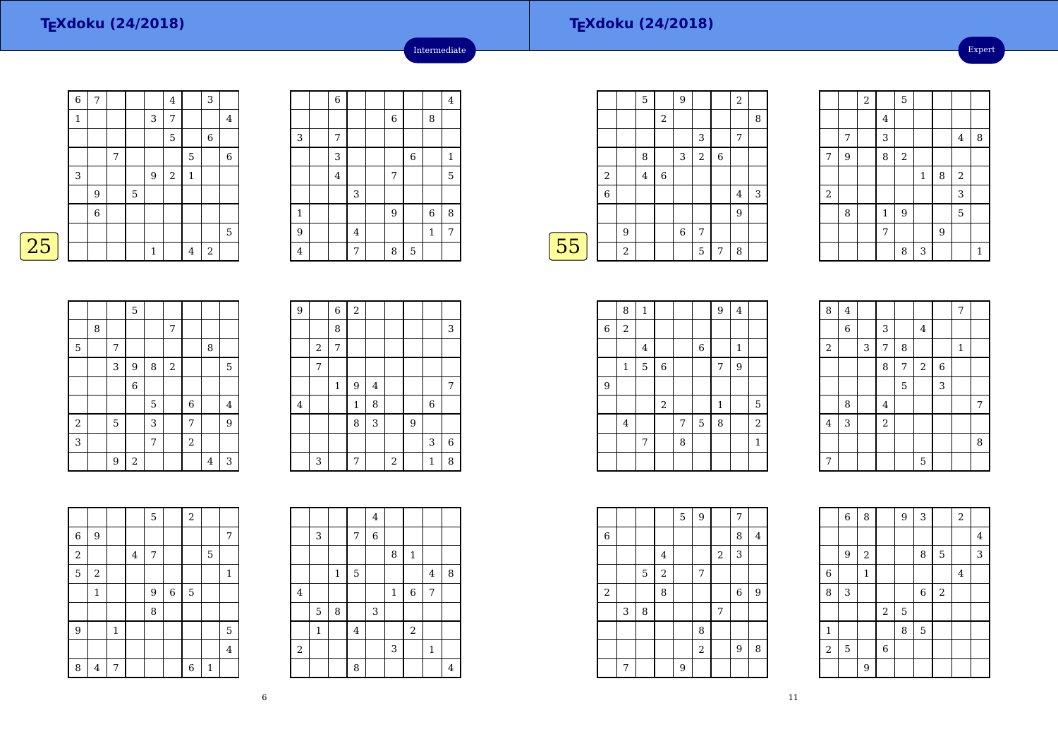# TEXdoku (24/2018)

Intermediate

25

| 6 | 7 |   |   |   | 4 |   | 3 |   |
|---|---|---|---|---|---|---|---|---|
| 1 |   |   |   | 3 | 7 |   |   | 4 |
|   |   |   |   |   | 5 |   | 6 |   |
|   |   | 7 |   |   |   | 5 |   | 6 |
| 3 |   |   |   | 9 | 2 | 1 |   |   |
|   | 9 |   | 5 |   |   |   |   |   |
|   | 6 |   |   |   |   |   |   |   |
|   |   |   |   |   |   |   |   | 5 |
|   |   |   |   | 1 |   | 4 | 2 |   |

|   |   | 6 |   |   |   |   |   | 4 |
|---|---|---|---|---|---|---|---|---|
|   |   |   |   |   | 6 |   | 8 |   |
| 3 |   | 7 |   |   |   |   |   |   |
|   |   | 3 |   |   |   | 6 |   | 1 |
|   |   | 4 |   |   | 7 |   |   | 5 |
|   |   |   | 3 |   |   |   |   |   |
| 1 |   |   |   |   | 9 |   | 6 | 8 |
| 9 |   |   | 4 |   |   |   | 1 | 7 |
| 4 |   |   | 7 |   | 8 | 5 |   |   |

|   |   |   | 5 |   |   |   |   |   |
|---|---|---|---|---|---|---|---|---|
|   | 8 |   |   |   | 7 |   |   |   |
| 5 |   | 7 |   |   |   |   | 8 |   |
|   |   | 3 | 9 | 8 | 2 |   |   | 5 |
|   |   |   | 6 |   |   |   |   |   |
|   |   |   |   | 5 |   | 6 |   | 4 |
| 2 |   | 5 |   | 3 |   | 7 |   | 9 |
| 3 |   |   |   | 7 |   | 2 |   |   |
|   |   | 9 | 2 |   |   |   | 4 | 3 |

| 9 |   | 6 | 2 |   |   |   |   |   |
|---|---|---|---|---|---|---|---|---|
|   |   | 8 |   |   |   |   |   | 3 |
|   | 2 | 7 |   |   |   |   |   |   |
|   | 7 |   |   |   |   |   |   |   |
|   |   | 1 | 9 | 4 |   |   |   | 7 |
| 4 |   |   | 1 | 8 |   |   | 6 |   |
|   |   |   | 8 | 3 |   | 9 |   |   |
|   |   |   |   |   |   |   | 3 | 6 |
|   | 3 |   | 7 |   | 2 |   | 1 | 8 |

|   |   |   |   | 5 |   | 2 |   |   |
|---|---|---|---|---|---|---|---|---|
| 6 | 9 |   |   |   |   |   |   | 7 |
| 2 |   |   | 4 | 7 |   |   | 5 |   |
| 5 | 2 |   |   |   |   |   |   | 1 |
|   | 1 |   |   | 9 | 6 | 5 |   |   |
|   |   |   |   | 8 |   |   |   |   |
| 9 |   | 1 |   |   |   |   |   | 5 |
|   |   |   |   |   |   |   |   | 4 |
| 8 | 4 | 7 |   |   |   | 6 | 1 |   |

|   |   |   |   | 4 |   |   |   |   |
|---|---|---|---|---|---|---|---|---|
|   | 3 |   | 7 | 6 |   |   |   |   |
|   |   |   |   |   | 8 | 1 |   |   |
|   |   | 1 | 5 |   |   |   | 4 | 8 |
| 4 |   |   |   |   | 1 | 6 | 7 |   |
|   | 5 | 8 |   | 3 |   |   |   |   |
|   | 1 |   | 4 |   |   | 2 |   |   |
| 2 |   |   |   |   | 3 |   | 1 |   |
|   |   |   | 8 |   |   |   |   | 4 |

# TEXdoku (24/2018)

Expert

55

|   |   | 5 |   | 9 |   |   | 2 |   |
|---|---|---|---|---|---|---|---|---|
|   |   |   | 2 |   |   |   |   | 8 |
|   |   |   |   |   | 3 |   | 7 |   |
|   |   | 8 |   | 3 | 2 | 6 |   |   |
| 2 |   | 4 | 6 |   |   |   |   |   |
| 6 |   |   |   |   |   |   | 4 | 3 |
|   |   |   |   |   |   |   | 9 |   |
|   | 9 |   | 6 | 7 |   |   |   |   |
|   | 2 |   |   | 5 | 7 | 8 |   |   |

|   |   | 2 |   | 5 |   |   |   |   |
|---|---|---|---|---|---|---|---|---|
|   |   |   | 4 |   |   |   |   |   |
|   | 7 |   | 3 |   |   |   | 4 | 8 |
| 7 | 9 |   | 8 | 2 |   |   |   |   |
|   |   |   |   |   | 1 | 8 | 2 |   |
| 2 |   |   |   |   |   |   | 3 |   |
|   | 8 |   | 1 | 9 |   |   | 5 |   |
|   |   |   | 7 |   |   | 9 |   |   |
|   |   |   |   | 8 | 3 |   |   | 1 |

|   | 8 | 1 |   |   |   | 9 | 4 |   |
|---|---|---|---|---|---|---|---|---|
| 6 | 2 |   |   |   |   |   |   |   |
|   |   | 4 |   |   | 6 |   | 1 |   |
|   | 1 | 5 | 6 |   |   | 7 | 9 |   |
| 9 |   |   |   |   |   |   |   |   |
|   |   |   | 2 |   |   | 1 |   | 5 |
|   | 4 |   |   | 7 | 5 | 8 |   | 2 |
|   |   | 7 |   | 8 |   |   |   | 1 |
|   |   |   |   |   |   |   |   |   |

| 8 | 4 |   |   |   |   |   | 7 |   |
|---|---|---|---|---|---|---|---|---|
|   | 6 |   | 3 |   | 4 |   |   |   |
| 2 |   | 3 | 7 | 8 |   |   | 1 |   |
|   |   |   | 8 | 7 | 2 | 6 |   |   |
|   |   |   |   | 5 |   | 3 |   |   |
|   | 8 |   | 4 |   |   |   |   | 7 |
| 4 | 3 |   | 2 |   |   |   |   |   |
|   |   |   |   |   |   |   |   | 8 |
| 7 |   |   |   |   | 5 |   |   |   |

|   |   |   |   | 5 | 9 |   | 7 |   |
|---|---|---|---|---|---|---|---|---|
| 6 |   |   |   |   |   |   | 8 | 4 |
|   |   |   | 4 |   |   | 2 | 3 |   |
|   |   | 5 | 2 |   | 7 |   |   |   |
| 2 |   |   | 8 |   |   |   | 6 | 9 |
|   | 3 | 8 |   |   |   | 7 |   |   |
|   |   |   |   |   | 8 |   |   |   |
|   |   |   |   |   | 2 |   | 9 | 8 |
|   | 7 |   |   | 9 |   |   |   |   |

|   | 6 | 8 |   | 9 | 3 |   | 2 |   |
|---|---|---|---|---|---|---|---|---|
|   |   |   |   |   |   |   |   | 4 |
|   | 9 | 2 |   |   | 8 | 5 |   | 3 |
| 6 |   | 1 |   |   |   |   | 4 |   |
| 8 | 3 |   |   |   | 6 | 2 |   |   |
|   |   |   | 2 | 5 |   |   |   |   |
| 1 |   |   |   | 8 | 5 |   |   |   |
| 2 | 5 |   | 6 |   |   |   |   |   |
|   |   | 9 |   |   |   |   |   |   |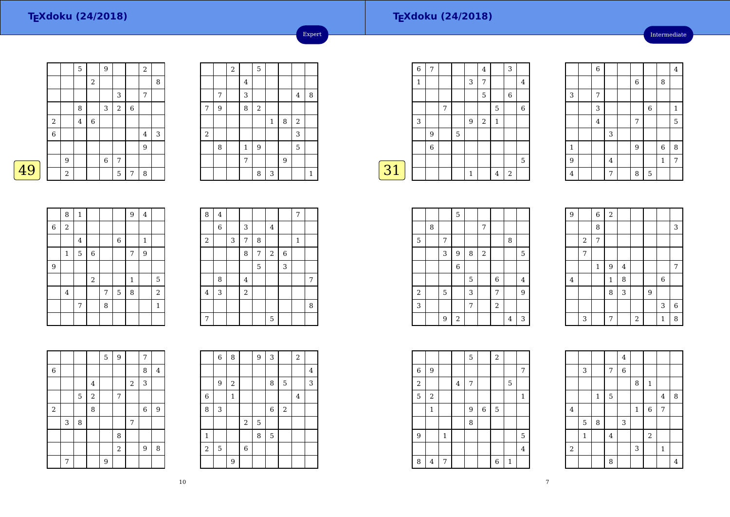# TEXdoku (24/2018)

Expert

49

| | | 5 | | 9 | | | 2 | |
|---|---|---|---|---|---|---|---|---|
| | | | 2 | | | | | 8 |
| | | | | | 3 | | 7 | |
| | | 8 | | 3 | 2 | 6 | | |
| 2 | | 4 | 6 | | | | | |
| 6 | | | | | | | 4 | 3 |
| | | | | | | | 9 | |
| | 9 | | | 6 | 7 | | | |
| | 2 | | | | 5 | 7 | 8 | |

| | | 2 | | 5 | | | | |
|---|---|---|---|---|---|---|---|---|
| | | | 4 | | | | | |
| | 7 | | 3 | | | | 4 | 8 |
| 7 | 9 | | 8 | 2 | | | | |
| | | | | | 1 | 8 | 2 | |
| 2 | | | | | | | 3 | |
| | 8 | | 1 | 9 | | | 5 | |
| | | | 7 | | | 9 | | |
| | | | | 8 | 3 | | | 1 |

| | 8 | 1 | | | | 9 | 4 | |
|---|---|---|---|---|---|---|---|---|
| 6 | 2 | | | | | | | |
| | | 4 | | | 6 | | 1 | |
| | 1 | 5 | 6 | | | 7 | 9 | |
| 9 | | | | | | | | |
| | | | 2 | | | 1 | | 5 |
| | 4 | | | 7 | 5 | 8 | | 2 |
| | | 7 | | 8 | | | | 1 |
| | | | | | | | | |

| 8 | 4 | | | | | | 7 | |
|---|---|---|---|---|---|---|---|---|
| | 6 | | 3 | | 4 | | | |
| 2 | | 3 | 7 | 8 | | | 1 | |
| | | | 8 | 7 | 2 | 6 | | |
| | | | | 5 | | 3 | | |
| | 8 | | 4 | | | | | 7 |
| 4 | 3 | | 2 | | | | | |
| | | | | | | | | 8 |
| 7 | | | | | 5 | | | |

| | | | | 5 | 9 | | 7 | |
|---|---|---|---|---|---|---|---|---|
| 6 | | | | | | | 8 | 4 |
| | | | 4 | | | 2 | 3 | |
| | | 5 | 2 | | 7 | | | |
| 2 | | | 8 | | | | 6 | 9 |
| | 3 | 8 | | | | 7 | | |
| | | | | | 8 | | | |
| | | | | | 2 | | 9 | 8 |
| | 7 | | | 9 | | | | |

| | 6 | 8 | | 9 | 3 | | 2 | |
|---|---|---|---|---|---|---|---|---|
| | | | | | | | | 4 |
| | 9 | 2 | | | 8 | 5 | | 3 |
| 6 | | 1 | | | | | 4 | |
| 8 | 3 | | | | 6 | 2 | | |
| | | | 2 | 5 | | | | |
| 1 | | | | 8 | 5 | | | |
| 2 | 5 | | 6 | | | | | |
| | | 9 | | | | | | |

# TEXdoku (24/2018)

Intermediate

31

| 6 | 7 | | | | 4 | | 3 | |
|---|---|---|---|---|---|---|---|---|
| 1 | | | | 3 | 7 | | | 4 |
| | | | | | 5 | | 6 | |
| | | 7 | | | | 5 | | 6 |
| 3 | | | | 9 | 2 | 1 | | |
| | 9 | | 5 | | | | | |
| | 6 | | | | | | | |
| | | | | | | | | 5 |
| | | | | 1 | | 4 | 2 | |

| | | 6 | | | | | | 4 |
|---|---|---|---|---|---|---|---|---|
| | | | | | 6 | | 8 | |
| 3 | | 7 | | | | | | |
| | | 3 | | | | 6 | | 1 |
| | | 4 | | | 7 | | | 5 |
| | | | 3 | | | | | |
| 1 | | | | | 9 | | 6 | 8 |
| 9 | | | 4 | | | | 1 | 7 |
| 4 | | | 7 | | 8 | 5 | | |

| | | | 5 | | | | | |
|---|---|---|---|---|---|---|---|---|
| | 8 | | | | 7 | | | |
| 5 | | 7 | | | | | 8 | |
| | | 3 | 9 | 8 | 2 | | | 5 |
| | | | 6 | | | | | |
| | | | | 5 | | 6 | | 4 |
| 2 | | 5 | | 3 | | 7 | | 9 |
| 3 | | | | 7 | | 2 | | |
| | | 9 | 2 | | | | 4 | 3 |

| 9 | | 6 | 2 | | | | | |
|---|---|---|---|---|---|---|---|---|
| | | 8 | | | | | | 3 |
| | 2 | 7 | | | | | | |
| | 7 | | | | | | | |
| | | 1 | 9 | 4 | | | | 7 |
| 4 | | | 1 | 8 | | | 6 | |
| | | | 8 | 3 | | 9 | | |
| | | | | | | | 3 | 6 |
| | 3 | | 7 | | 2 | | 1 | 8 |

| | | | | 5 | | 2 | | |
|---|---|---|---|---|---|---|---|---|
| 6 | 9 | | | | | | | 7 |
| 2 | | | 4 | 7 | | | 5 | |
| 5 | 2 | | | | | | | 1 |
| | 1 | | | 9 | 6 | 5 | | |
| | | | | 8 | | | | |
| 9 | | 1 | | | | | | 5 |
| | | | | | | | | 4 |
| 8 | 4 | 7 | | | | 6 | 1 | |

| | | | | 4 | | | | |
|---|---|---|---|---|---|---|---|---|
| | 3 | | 7 | 6 | | | | |
| | | | | | 8 | 1 | | |
| | | 1 | 5 | | | | 4 | 8 |
| 4 | | | | | 1 | 6 | 7 | |
| | 5 | 8 | | 3 | | | | |
| | 1 | | 4 | | | 2 | | |
| 2 | | | | | 3 | | 1 | |
| | | | 8 | | | | | 4 |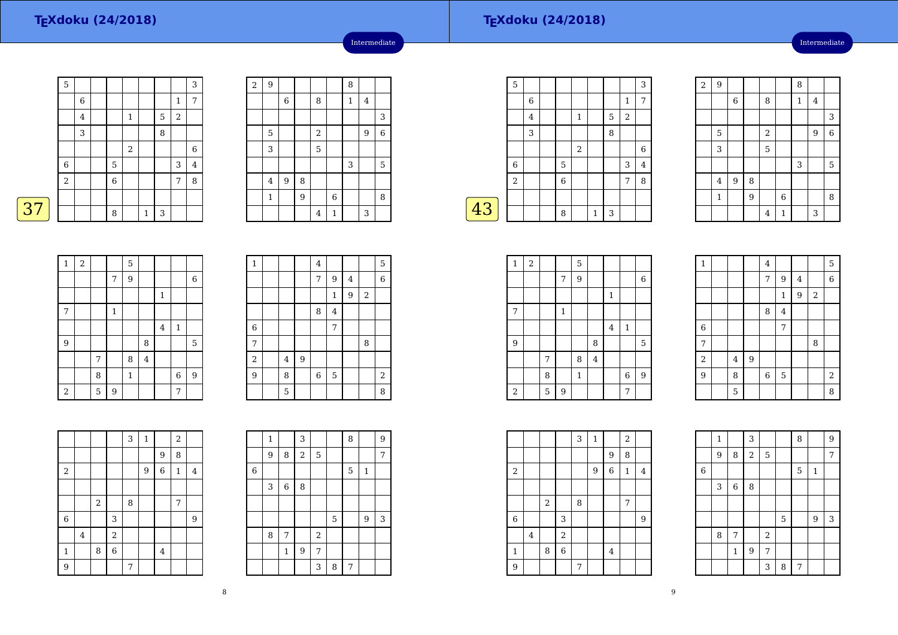# TEXdoku (24/2018)

Intermediate

37

| | | | | | | | | |
|---|---|---|---|---|---|---|---|---|
| 5 | | | | | | | | 3 |
| | 6 | | | | | | 1 | 7 |
| | 4 | | | 1 | | 5 | 2 | |
| | 3 | | | | | 8 | | |
| | | | | 2 | | | | 6 |
| 6 | | | 5 | | | | 3 | 4 |
| 2 | | | 6 | | | | 7 | 8 |
| | | | | | | | | |
| | | | 8 | | 1 | 3 | | |

| | | | | | | | | |
|---|---|---|---|---|---|---|---|---|
| 2 | 9 | | | | | 8 | | |
| | | 6 | | 8 | | 1 | 4 | |
| | | | | | | | | 3 |
| | 5 | | | 2 | | | 9 | 6 |
| | 3 | | | 5 | | | | |
| | | | | | | 3 | | 5 |
| | 4 | 9 | 8 | | | | | |
| | 1 | | 9 | | 6 | | | 8 |
| | | | | 4 | 1 | | 3 | |

| | | | | | | | | |
|---|---|---|---|---|---|---|---|---|
| 1 | 2 | | | 5 | | | | |
| | | | 7 | 9 | | | | 6 |
| | | | | | | 1 | | |
| 7 | | | 1 | | | | | |
| | | | | | | 4 | 1 | |
| 9 | | | | | 8 | | | 5 |
| | | 7 | | 8 | 4 | | | |
| | | 8 | | 1 | | | 6 | 9 |
| 2 | | 5 | 9 | | | | 7 | |

| | | | | | | | | |
|---|---|---|---|---|---|---|---|---|
| 1 | | | | 4 | | | | 5 |
| | | | | 7 | 9 | 4 | | 6 |
| | | | | | 1 | 9 | 2 | |
| | | | | 8 | 4 | | | |
| 6 | | | | | 7 | | | |
| 7 | | | | | | | 8 | |
| 2 | | 4 | 9 | | | | | |
| 9 | | 8 | | 6 | 5 | | | 2 |
| | | 5 | | | | | | 8 |

| | | | | | | | | |
|---|---|---|---|---|---|---|---|---|
| | | | | 3 | 1 | | 2 | |
| | | | | | | 9 | 8 | |
| 2 | | | | | 9 | 6 | 1 | 4 |
| | | | | | | | | |
| | | 2 | | 8 | | | 7 | |
| 6 | | | 3 | | | | | 9 |
| | 4 | | 2 | | | | | |
| 1 | | 8 | 6 | | | 4 | | |
| 9 | | | | 7 | | | | |

| | | | | | | | | |
|---|---|---|---|---|---|---|---|---|
| | 1 | | 3 | | | 8 | | 9 |
| | 9 | 8 | 2 | 5 | | | | 7 |
| 6 | | | | | | 5 | 1 | |
| | 3 | 6 | 8 | | | | | |
| | | | | | | | | |
| | | | | | 5 | | 9 | 3 |
| | 8 | 7 | | 2 | | | | |
| | | 1 | 9 | 7 | | | | |
| | | | | 3 | 8 | 7 | | |

# TEXdoku (24/2018)

Intermediate

43

| | | | | | | | | |
|---|---|---|---|---|---|---|---|---|
| 5 | | | | | | | | 3 |
| | 6 | | | | | | 1 | 7 |
| | 4 | | | 1 | | 5 | 2 | |
| | 3 | | | | | 8 | | |
| | | | | 2 | | | | 6 |
| 6 | | | 5 | | | | 3 | 4 |
| 2 | | | 6 | | | | 7 | 8 |
| | | | | | | | | |
| | | | 8 | | 1 | 3 | | |

| | | | | | | | | |
|---|---|---|---|---|---|---|---|---|
| 2 | 9 | | | | | 8 | | |
| | | 6 | | 8 | | 1 | 4 | |
| | | | | | | | | 3 |
| | 5 | | | 2 | | | 9 | 6 |
| | 3 | | | 5 | | | | |
| | | | | | | 3 | | 5 |
| | 4 | 9 | 8 | | | | | |
| | 1 | | 9 | | 6 | | | 8 |
| | | | | 4 | 1 | | 3 | |

| | | | | | | | | |
|---|---|---|---|---|---|---|---|---|
| 1 | 2 | | | 5 | | | | |
| | | | 7 | 9 | | | | 6 |
| | | | | | | 1 | | |
| 7 | | | 1 | | | | | |
| | | | | | | 4 | 1 | |
| 9 | | | | | 8 | | | 5 |
| | | 7 | | 8 | 4 | | | |
| | | 8 | | 1 | | | 6 | 9 |
| 2 | | 5 | 9 | | | | 7 | |

| | | | | | | | | |
|---|---|---|---|---|---|---|---|---|
| 1 | | | | 4 | | | | 5 |
| | | | | 7 | 9 | 4 | | 6 |
| | | | | | 1 | 9 | 2 | |
| | | | | 8 | 4 | | | |
| 6 | | | | | 7 | | | |
| 7 | | | | | | | 8 | |
| 2 | | 4 | 9 | | | | | |
| 9 | | 8 | | 6 | 5 | | | 2 |
| | | 5 | | | | | | 8 |

| | | | | | | | | |
|---|---|---|---|---|---|---|---|---|
| | | | | 3 | 1 | | 2 | |
| | | | | | | 9 | 8 | |
| 2 | | | | | 9 | 6 | 1 | 4 |
| | | | | | | | | |
| | | 2 | | 8 | | | 7 | |
| 6 | | | 3 | | | | | 9 |
| | 4 | | 2 | | | | | |
| 1 | | 8 | 6 | | | 4 | | |
| 9 | | | | 7 | | | | |

| | | | | | | | | |
|---|---|---|---|---|---|---|---|---|
| | 1 | | 3 | | | 8 | | 9 |
| | 9 | 8 | 2 | 5 | | | | 7 |
| 6 | | | | | | 5 | 1 | |
| | 3 | 6 | 8 | | | | | |
| | | | | | | | | |
| | | | | | 5 | | 9 | 3 |
| | 8 | 7 | | 2 | | | | |
| | | 1 | 9 | 7 | | | | |
| | | | | 3 | 8 | 7 | | |